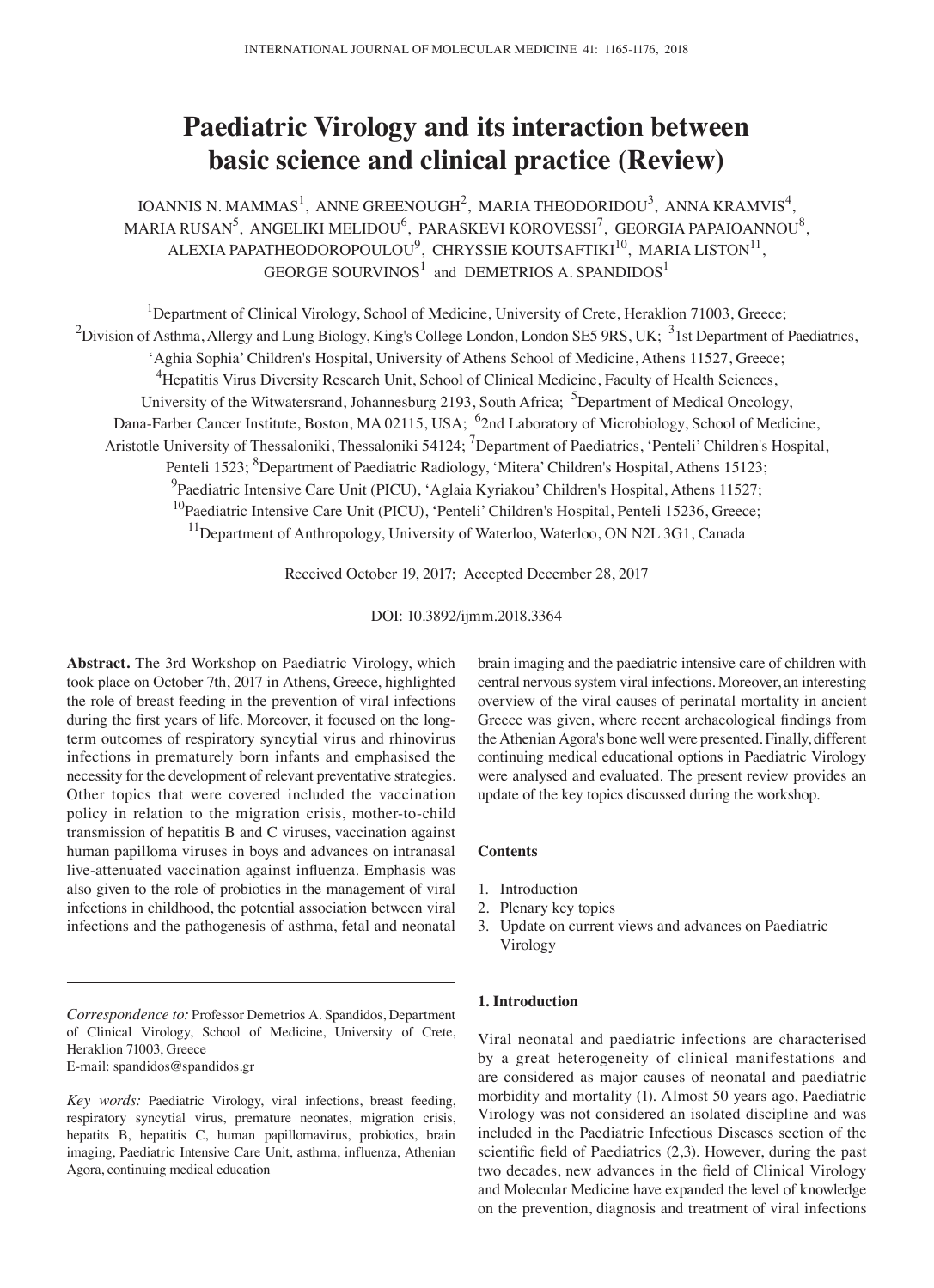# Paediatric Virology and its interaction between basic science and clinical practice (Review)

IOANNIS N. MAMMAS[1], ANNE GREENOUGH[2], MARIA THEODORIDOU[3], ANNA KRAMVIS[4], MARIA RUSAN[5], ANGELIKI MELIDOU[6], PARASKEVI KOROVESSI[7], GEORGIA PAPAIOANNOU[8], ALEXIA PAPATHEODOROPOULOU[9], CHRYSSIE KOUTSAFTIKI[10], MARIA LISTON[11], GEORGE SOURVINOS[1] and DEMETRIOS A. SPANDIDOS[1]

[1]Department of Clinical Virology, School of Medicine, University of Crete, Heraklion 71003, Greece; [2]Division of Asthma, Allergy and Lung Biology, King's College London, London SE5 9RS, UK; [3]1st Department of Paediatrics, 'Aghia Sophia' Children's Hospital, University of Athens School of Medicine, Athens 11527, Greece; [4]Hepatitis Virus Diversity Research Unit, School of Clinical Medicine, Faculty of Health Sciences, University of the Witwatersrand, Johannesburg 2193, South Africa; [5]Department of Medical Oncology, Dana-Farber Cancer Institute, Boston, MA 02115, USA; [6]2nd Laboratory of Microbiology, School of Medicine, Aristotle University of Thessaloniki, Thessaloniki 54124; [7]Department of Paediatrics, 'Penteli' Children's Hospital, Penteli 1523; [8]Department of Paediatric Radiology, 'Mitera' Children's Hospital, Athens 15123; [9]Paediatric Intensive Care Unit (PICU), 'Aglaia Kyriakou' Children's Hospital, Athens 11527; [10]Paediatric Intensive Care Unit (PICU), 'Penteli' Children's Hospital, Penteli 15236, Greece; [11]Department of Anthropology, University of Waterloo, Waterloo, ON N2L 3G1, Canada

Received October 19, 2017; Accepted December 28, 2017

DOI: 10.3892/ijmm.2018.3364

**Abstract.** The 3rd Workshop on Paediatric Virology, which took place on October 7th, 2017 in Athens, Greece, highlighted the role of breast feeding in the prevention of viral infections during the first years of life. Moreover, it focused on the long-term outcomes of respiratory syncytial virus and rhinovirus infections in prematurely born infants and emphasised the necessity for the development of relevant preventative strategies. Other topics that were covered included the vaccination policy in relation to the migration crisis, mother-to-child transmission of hepatitis B and C viruses, vaccination against human papilloma viruses in boys and advances on intranasal live-attenuated vaccination against influenza. Emphasis was also given to the role of probiotics in the management of viral infections in childhood, the potential association between viral infections and the pathogenesis of asthma, fetal and neonatal brain imaging and the paediatric intensive care of children with central nervous system viral infections. Moreover, an interesting overview of the viral causes of perinatal mortality in ancient Greece was given, where recent archaeological findings from the Athenian Agora's bone well were presented. Finally, different continuing medical educational options in Paediatric Virology were analysed and evaluated. The present review provides an update of the key topics discussed during the workshop.

*Correspondence to:* Professor Demetrios A. Spandidos, Department of Clinical Virology, School of Medicine, University of Crete, Heraklion 71003, Greece
E-mail: spandidos@spandidos.gr

*Key words:* Paediatric Virology, viral infections, breast feeding, respiratory syncytial virus, premature neonates, migration crisis, hepatitis B, hepatitis C, human papillomavirus, probiotics, brain imaging, Paediatric Intensive Care Unit, asthma, influenza, Athenian Agora, continuing medical education

**Contents**

1. Introduction
2. Plenary key topics
3. Update on current views and advances on Paediatric Virology

## 1. Introduction

Viral neonatal and paediatric infections are characterised by a great heterogeneity of clinical manifestations and are considered as major causes of neonatal and paediatric morbidity and mortality (1). Almost 50 years ago, Paediatric Virology was not considered an isolated discipline and was included in the Paediatric Infectious Diseases section of the scientific field of Paediatrics (2,3). However, during the past two decades, new advances in the field of Clinical Virology and Molecular Medicine have expanded the level of knowledge on the prevention, diagnosis and treatment of viral infections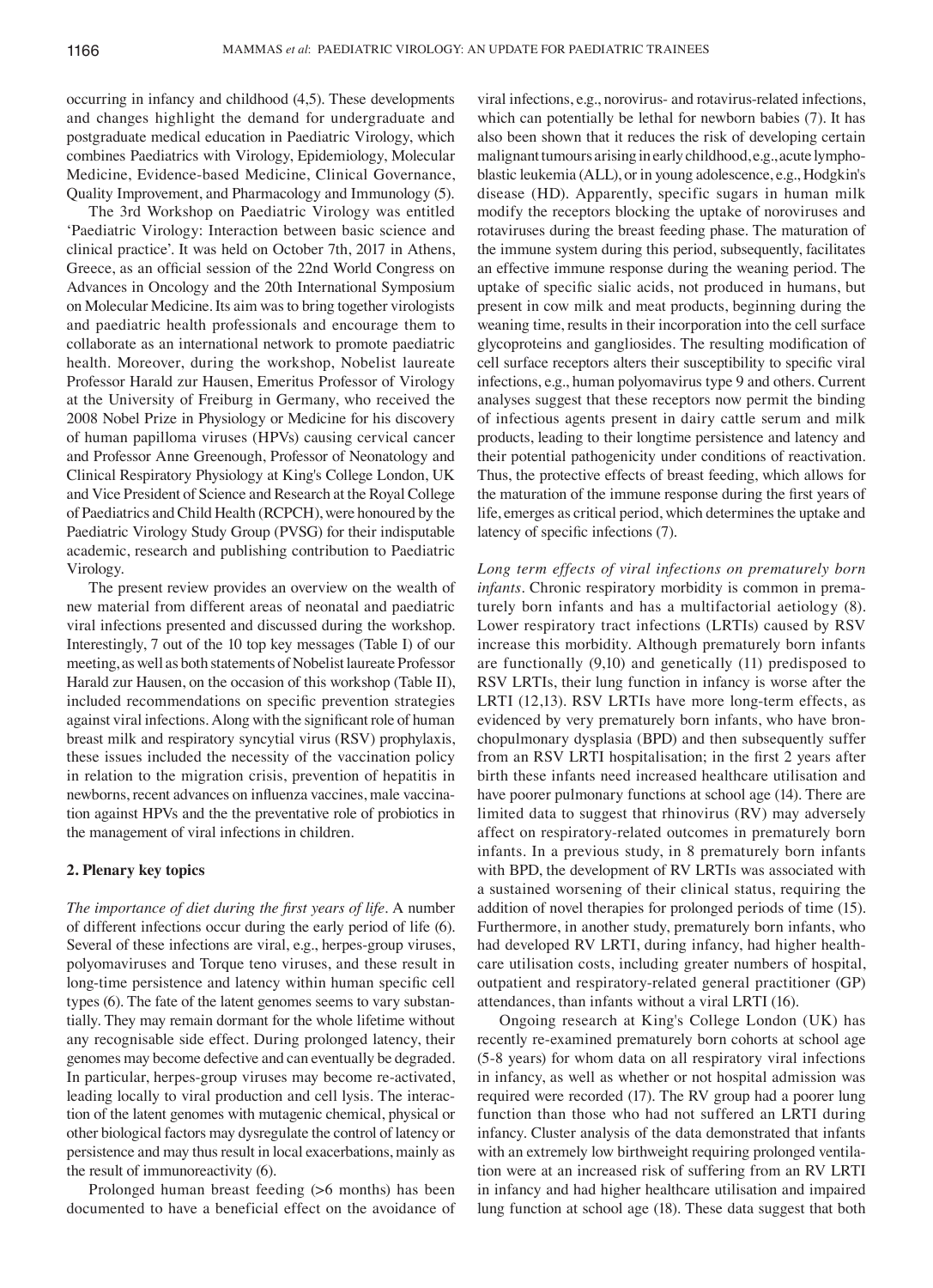occurring in infancy and childhood (4,5). These developments and changes highlight the demand for undergraduate and postgraduate medical education in Paediatric Virology, which combines Paediatrics with Virology, Epidemiology, Molecular Medicine, Evidence-based Medicine, Clinical Governance, Quality Improvement, and Pharmacology and Immunology (5).

The 3rd Workshop on Paediatric Virology was entitled 'Paediatric Virology: Interaction between basic science and clinical practice'. It was held on October 7th, 2017 in Athens, Greece, as an official session of the 22nd World Congress on Advances in Oncology and the 20th International Symposium on Molecular Medicine. Its aim was to bring together virologists and paediatric health professionals and encourage them to collaborate as an international network to promote paediatric health. Moreover, during the workshop, Nobelist laureate Professor Harald zur Hausen, Emeritus Professor of Virology at the University of Freiburg in Germany, who received the 2008 Nobel Prize in Physiology or Medicine for his discovery of human papilloma viruses (HPVs) causing cervical cancer and Professor Anne Greenough, Professor of Neonatology and Clinical Respiratory Physiology at King's College London, UK and Vice President of Science and Research at the Royal College of Paediatrics and Child Health (RCPCH), were honoured by the Paediatric Virology Study Group (PVSG) for their indisputable academic, research and publishing contribution to Paediatric Virology.

The present review provides an overview on the wealth of new material from different areas of neonatal and paediatric viral infections presented and discussed during the workshop. Interestingly, 7 out of the 10 top key messages (Table I) of our meeting, as well as both statements of Nobelist laureate Professor Harald zur Hausen, on the occasion of this workshop (Table II), included recommendations on specific prevention strategies against viral infections. Along with the significant role of human breast milk and respiratory syncytial virus (RSV) prophylaxis, these issues included the necessity of the vaccination policy in relation to the migration crisis, prevention of hepatitis in newborns, recent advances on influenza vaccines, male vaccination against HPVs and the the preventative role of probiotics in the management of viral infections in children.

## 2. Plenary key topics

*The importance of diet during the first years of life.* A number of different infections occur during the early period of life (6). Several of these infections are viral, e.g., herpes-group viruses, polyomaviruses and Torque teno viruses, and these result in long-time persistence and latency within human specific cell types (6). The fate of the latent genomes seems to vary substantially. They may remain dormant for the whole lifetime without any recognisable side effect. During prolonged latency, their genomes may become defective and can eventually be degraded. In particular, herpes-group viruses may become re-activated, leading locally to viral production and cell lysis. The interaction of the latent genomes with mutagenic chemical, physical or other biological factors may dysregulate the control of latency or persistence and may thus result in local exacerbations, mainly as the result of immunoreactivity (6).

Prolonged human breast feeding (>6 months) has been documented to have a beneficial effect on the avoidance of viral infections, e.g., norovirus- and rotavirus-related infections, which can potentially be lethal for newborn babies (7). It has also been shown that it reduces the risk of developing certain malignant tumours arising in early childhood, e.g., acute lymphoblastic leukemia (ALL), or in young adolescence, e.g., Hodgkin's disease (HD). Apparently, specific sugars in human milk modify the receptors blocking the uptake of noroviruses and rotaviruses during the breast feeding phase. The maturation of the immune system during this period, subsequently, facilitates an effective immune response during the weaning period. The uptake of specific sialic acids, not produced in humans, but present in cow milk and meat products, beginning during the weaning time, results in their incorporation into the cell surface glycoproteins and gangliosides. The resulting modification of cell surface receptors alters their susceptibility to specific viral infections, e.g., human polyomavirus type 9 and others. Current analyses suggest that these receptors now permit the binding of infectious agents present in dairy cattle serum and milk products, leading to their longtime persistence and latency and their potential pathogenicity under conditions of reactivation. Thus, the protective effects of breast feeding, which allows for the maturation of the immune response during the first years of life, emerges as critical period, which determines the uptake and latency of specific infections (7).

*Long term effects of viral infections on prematurely born infants.* Chronic respiratory morbidity is common in prematurely born infants and has a multifactorial aetiology (8). Lower respiratory tract infections (LRTIs) caused by RSV increase this morbidity. Although prematurely born infants are functionally (9,10) and genetically (11) predisposed to RSV LRTIs, their lung function in infancy is worse after the LRTI (12,13). RSV LRTIs have more long-term effects, as evidenced by very prematurely born infants, who have bronchopulmonary dysplasia (BPD) and then subsequently suffer from an RSV LRTI hospitalisation; in the first 2 years after birth these infants need increased healthcare utilisation and have poorer pulmonary functions at school age (14). There are limited data to suggest that rhinovirus (RV) may adversely affect on respiratory-related outcomes in prematurely born infants. In a previous study, in 8 prematurely born infants with BPD, the development of RV LRTIs was associated with a sustained worsening of their clinical status, requiring the addition of novel therapies for prolonged periods of time (15). Furthermore, in another study, prematurely born infants, who had developed RV LRTI, during infancy, had higher healthcare utilisation costs, including greater numbers of hospital, outpatient and respiratory-related general practitioner (GP) attendances, than infants without a viral LRTI (16).

Ongoing research at King's College London (UK) has recently re-examined prematurely born cohorts at school age (5-8 years) for whom data on all respiratory viral infections in infancy, as well as whether or not hospital admission was required were recorded (17). The RV group had a poorer lung function than those who had not suffered an LRTI during infancy. Cluster analysis of the data demonstrated that infants with an extremely low birthweight requiring prolonged ventilation were at an increased risk of suffering from an RV LRTI in infancy and had higher healthcare utilisation and impaired lung function at school age (18). These data suggest that both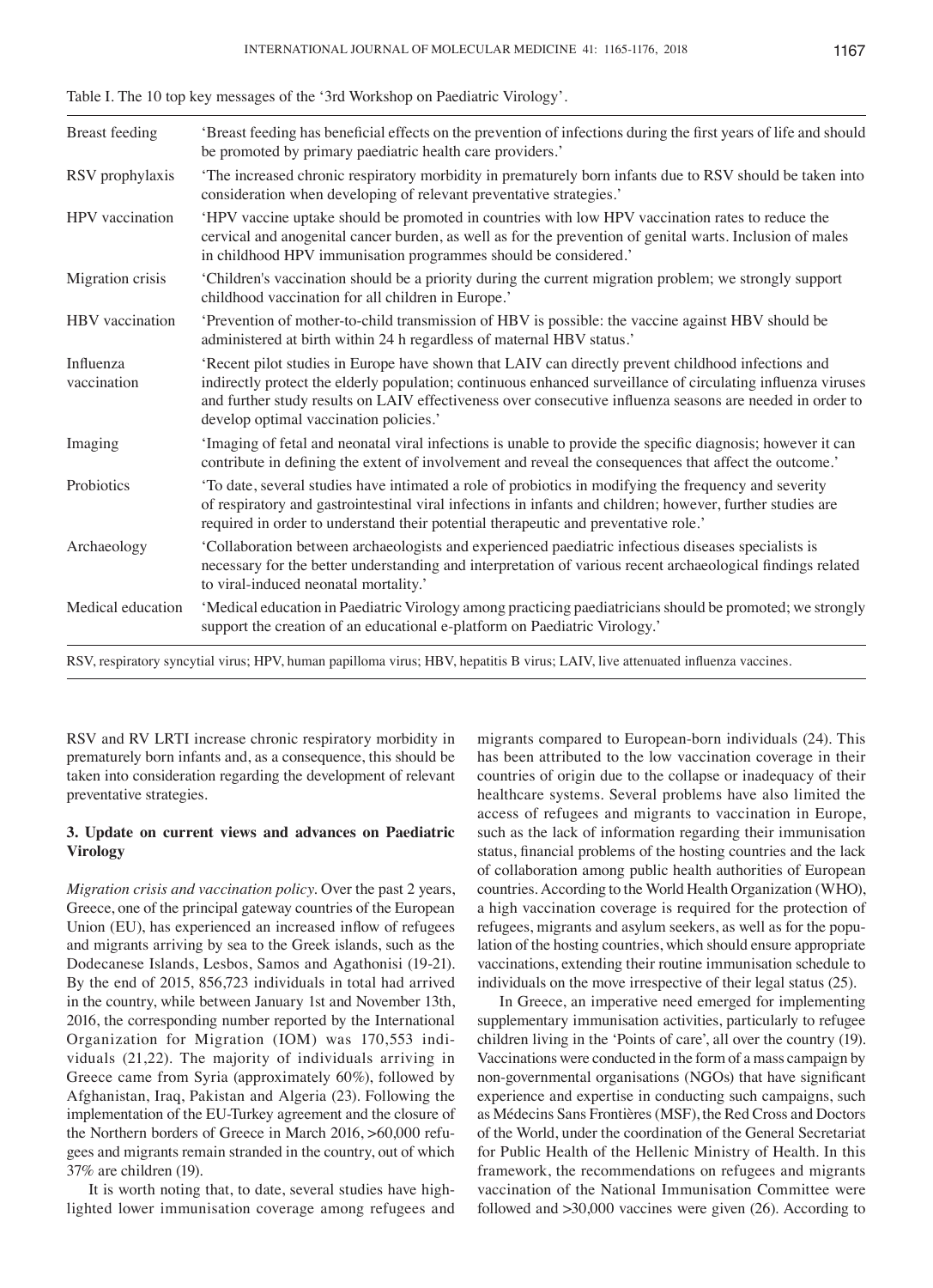Table I. The 10 top key messages of the '3rd Workshop on Paediatric Virology'.

| | |
|---|---|
| Breast feeding | 'Breast feeding has beneficial effects on the prevention of infections during the first years of life and should be promoted by primary paediatric health care providers.' |
| RSV prophylaxis | 'The increased chronic respiratory morbidity in prematurely born infants due to RSV should be taken into consideration when developing of relevant preventative strategies.' |
| HPV vaccination | 'HPV vaccine uptake should be promoted in countries with low HPV vaccination rates to reduce the cervical and anogenital cancer burden, as well as for the prevention of genital warts. Inclusion of males in childhood HPV immunisation programmes should be considered.' |
| Migration crisis | 'Children's vaccination should be a priority during the current migration problem; we strongly support childhood vaccination for all children in Europe.' |
| HBV vaccination | 'Prevention of mother-to-child transmission of HBV is possible: the vaccine against HBV should be administered at birth within 24 h regardless of maternal HBV status.' |
| Influenza vaccination | 'Recent pilot studies in Europe have shown that LAIV can directly prevent childhood infections and indirectly protect the elderly population; continuous enhanced surveillance of circulating influenza viruses and further study results on LAIV effectiveness over consecutive influenza seasons are needed in order to develop optimal vaccination policies.' |
| Imaging | 'Imaging of fetal and neonatal viral infections is unable to provide the specific diagnosis; however it can contribute in defining the extent of involvement and reveal the consequences that affect the outcome.' |
| Probiotics | 'To date, several studies have intimated a role of probiotics in modifying the frequency and severity of respiratory and gastrointestinal viral infections in infants and children; however, further studies are required in order to understand their potential therapeutic and preventative role.' |
| Archaeology | 'Collaboration between archaeologists and experienced paediatric infectious diseases specialists is necessary for the better understanding and interpretation of various recent archaeological findings related to viral-induced neonatal mortality.' |
| Medical education | 'Medical education in Paediatric Virology among practicing paediatricians should be promoted; we strongly support the creation of an educational e-platform on Paediatric Virology.' |

RSV, respiratory syncytial virus; HPV, human papilloma virus; HBV, hepatitis B virus; LAIV, live attenuated influenza vaccines.

RSV and RV LRTI increase chronic respiratory morbidity in prematurely born infants and, as a consequence, this should be taken into consideration regarding the development of relevant preventative strategies.

## 3. Update on current views and advances on Paediatric Virology

*Migration crisis and vaccination policy.* Over the past 2 years, Greece, one of the principal gateway countries of the European Union (EU), has experienced an increased inflow of refugees and migrants arriving by sea to the Greek islands, such as the Dodecanese Islands, Lesbos, Samos and Agathonisi (19-21). By the end of 2015, 856,723 individuals in total had arrived in the country, while between January 1st and November 13th, 2016, the corresponding number reported by the International Organization for Migration (IOM) was 170,553 individuals (21,22). The majority of individuals arriving in Greece came from Syria (approximately 60%), followed by Afghanistan, Iraq, Pakistan and Algeria (23). Following the implementation of the EU-Turkey agreement and the closure of the Northern borders of Greece in March 2016, >60,000 refugees and migrants remain stranded in the country, out of which 37% are children (19).

It is worth noting that, to date, several studies have highlighted lower immunisation coverage among refugees and migrants compared to European-born individuals (24). This has been attributed to the low vaccination coverage in their countries of origin due to the collapse or inadequacy of their healthcare systems. Several problems have also limited the access of refugees and migrants to vaccination in Europe, such as the lack of information regarding their immunisation status, financial problems of the hosting countries and the lack of collaboration among public health authorities of European countries. According to the World Health Organization (WHO), a high vaccination coverage is required for the protection of refugees, migrants and asylum seekers, as well as for the population of the hosting countries, which should ensure appropriate vaccinations, extending their routine immunisation schedule to individuals on the move irrespective of their legal status (25).

In Greece, an imperative need emerged for implementing supplementary immunisation activities, particularly to refugee children living in the 'Points of care', all over the country (19). Vaccinations were conducted in the form of a mass campaign by non-governmental organisations (NGOs) that have significant experience and expertise in conducting such campaigns, such as Médecins Sans Frontières (MSF), the Red Cross and Doctors of the World, under the coordination of the General Secretariat for Public Health of the Hellenic Ministry of Health. In this framework, the recommendations on refugees and migrants vaccination of the National Immunisation Committee were followed and >30,000 vaccines were given (26). According to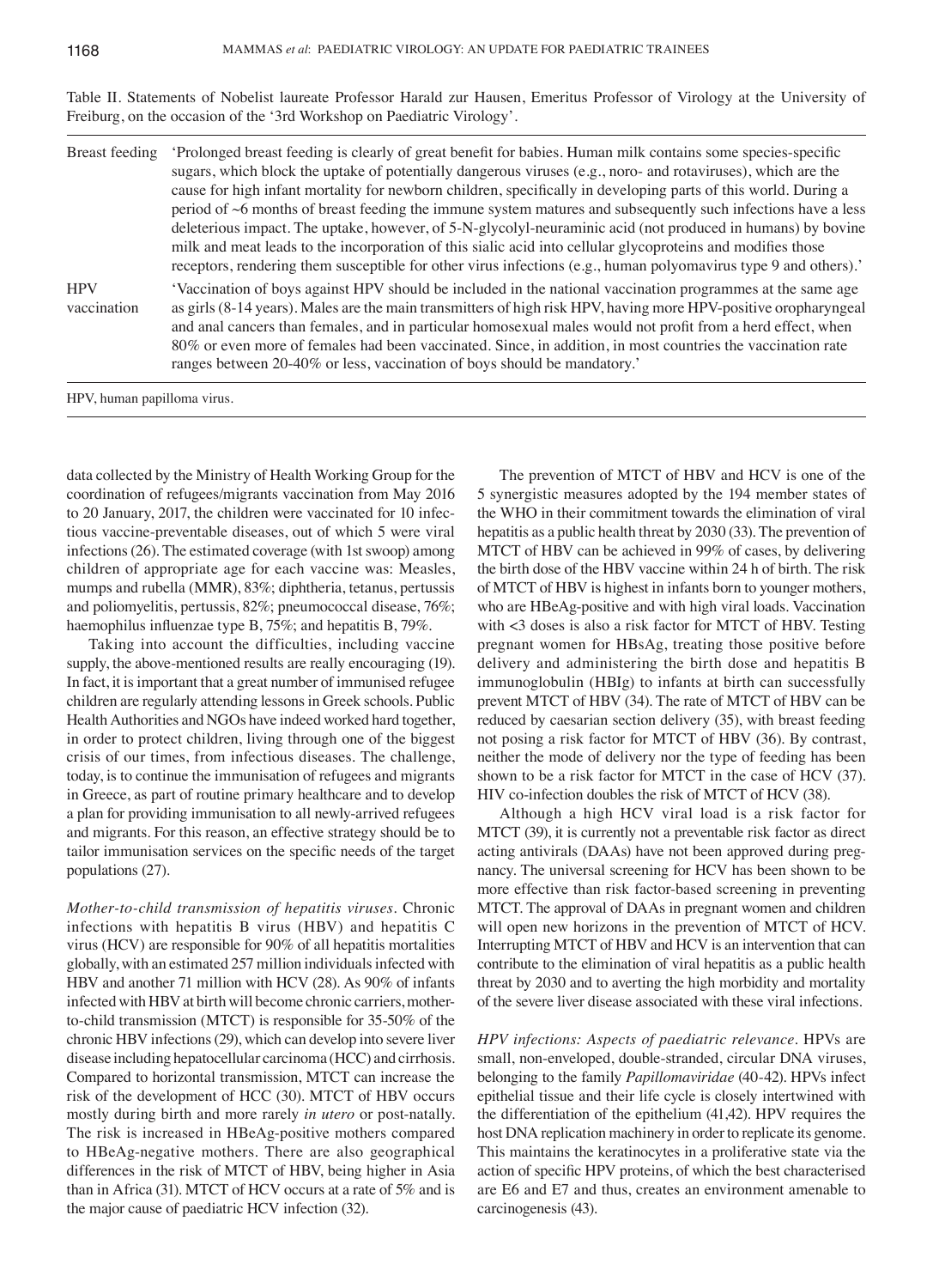Table II. Statements of Nobelist laureate Professor Harald zur Hausen, Emeritus Professor of Virology at the University of Freiburg, on the occasion of the '3rd Workshop on Paediatric Virology'.

| | |
|---|---|
| Breast feeding | 'Prolonged breast feeding is clearly of great benefit for babies. Human milk contains some species-specific sugars, which block the uptake of potentially dangerous viruses (e.g., noro- and rotaviruses), which are the cause for high infant mortality for newborn children, specifically in developing parts of this world. During a period of ~6 months of breast feeding the immune system matures and subsequently such infections have a less deleterious impact. The uptake, however, of 5-N-glycolyl-neuraminic acid (not produced in humans) by bovine milk and meat leads to the incorporation of this sialic acid into cellular glycoproteins and modifies those receptors, rendering them susceptible for other virus infections (e.g., human polyomavirus type 9 and others).' |
| HPV vaccination | 'Vaccination of boys against HPV should be included in the national vaccination programmes at the same age as girls (8-14 years). Males are the main transmitters of high risk HPV, having more HPV-positive oropharyngeal and anal cancers than females, and in particular homosexual males would not profit from a herd effect, when 80% or even more of females had been vaccinated. Since, in addition, in most countries the vaccination rate ranges between 20-40% or less, vaccination of boys should be mandatory.' |

HPV, human papilloma virus.

data collected by the Ministry of Health Working Group for the coordination of refugees/migrants vaccination from May 2016 to 20 January, 2017, the children were vaccinated for 10 infectious vaccine-preventable diseases, out of which 5 were viral infections (26). The estimated coverage (with 1st swoop) among children of appropriate age for each vaccine was: Measles, mumps and rubella (MMR), 83%; diphtheria, tetanus, pertussis and poliomyelitis, pertussis, 82%; pneumococcal disease, 76%; haemophilus influenzae type B, 75%; and hepatitis B, 79%.

Taking into account the difficulties, including vaccine supply, the above-mentioned results are really encouraging (19). In fact, it is important that a great number of immunised refugee children are regularly attending lessons in Greek schools. Public Health Authorities and NGOs have indeed worked hard together, in order to protect children, living through one of the biggest crisis of our times, from infectious diseases. The challenge, today, is to continue the immunisation of refugees and migrants in Greece, as part of routine primary healthcare and to develop a plan for providing immunisation to all newly-arrived refugees and migrants. For this reason, an effective strategy should be to tailor immunisation services on the specific needs of the target populations (27).

*Mother-to-child transmission of hepatitis viruses.* Chronic infections with hepatitis B virus (HBV) and hepatitis C virus (HCV) are responsible for 90% of all hepatitis mortalities globally, with an estimated 257 million individuals infected with HBV and another 71 million with HCV (28). As 90% of infants infected with HBV at birth will become chronic carriers, mother-to-child transmission (MTCT) is responsible for 35-50% of the chronic HBV infections (29), which can develop into severe liver disease including hepatocellular carcinoma (HCC) and cirrhosis. Compared to horizontal transmission, MTCT can increase the risk of the development of HCC (30). MTCT of HBV occurs mostly during birth and more rarely *in utero* or post-natally. The risk is increased in HBeAg-positive mothers compared to HBeAg-negative mothers. There are also geographical differences in the risk of MTCT of HBV, being higher in Asia than in Africa (31). MTCT of HCV occurs at a rate of 5% and is the major cause of paediatric HCV infection (32).

The prevention of MTCT of HBV and HCV is one of the 5 synergistic measures adopted by the 194 member states of the WHO in their commitment towards the elimination of viral hepatitis as a public health threat by 2030 (33). The prevention of MTCT of HBV can be achieved in 99% of cases, by delivering the birth dose of the HBV vaccine within 24 h of birth. The risk of MTCT of HBV is highest in infants born to younger mothers, who are HBeAg-positive and with high viral loads. Vaccination with <3 doses is also a risk factor for MTCT of HBV. Testing pregnant women for HBsAg, treating those positive before delivery and administering the birth dose and hepatitis B immunoglobulin (HBIg) to infants at birth can successfully prevent MTCT of HBV (34). The rate of MTCT of HBV can be reduced by caesarian section delivery (35), with breast feeding not posing a risk factor for MTCT of HBV (36). By contrast, neither the mode of delivery nor the type of feeding has been shown to be a risk factor for MTCT in the case of HCV (37). HIV co-infection doubles the risk of MTCT of HCV (38).

Although a high HCV viral load is a risk factor for MTCT (39), it is currently not a preventable risk factor as direct acting antivirals (DAAs) have not been approved during pregnancy. The universal screening for HCV has been shown to be more effective than risk factor-based screening in preventing MTCT. The approval of DAAs in pregnant women and children will open new horizons in the prevention of MTCT of HCV. Interrupting MTCT of HBV and HCV is an intervention that can contribute to the elimination of viral hepatitis as a public health threat by 2030 and to averting the high morbidity and mortality of the severe liver disease associated with these viral infections.

*HPV infections: Aspects of paediatric relevance.* HPVs are small, non-enveloped, double-stranded, circular DNA viruses, belonging to the family *Papillomaviridae* (40-42). HPVs infect epithelial tissue and their life cycle is closely intertwined with the differentiation of the epithelium (41,42). HPV requires the host DNA replication machinery in order to replicate its genome. This maintains the keratinocytes in a proliferative state via the action of specific HPV proteins, of which the best characterised are E6 and E7 and thus, creates an environment amenable to carcinogenesis (43).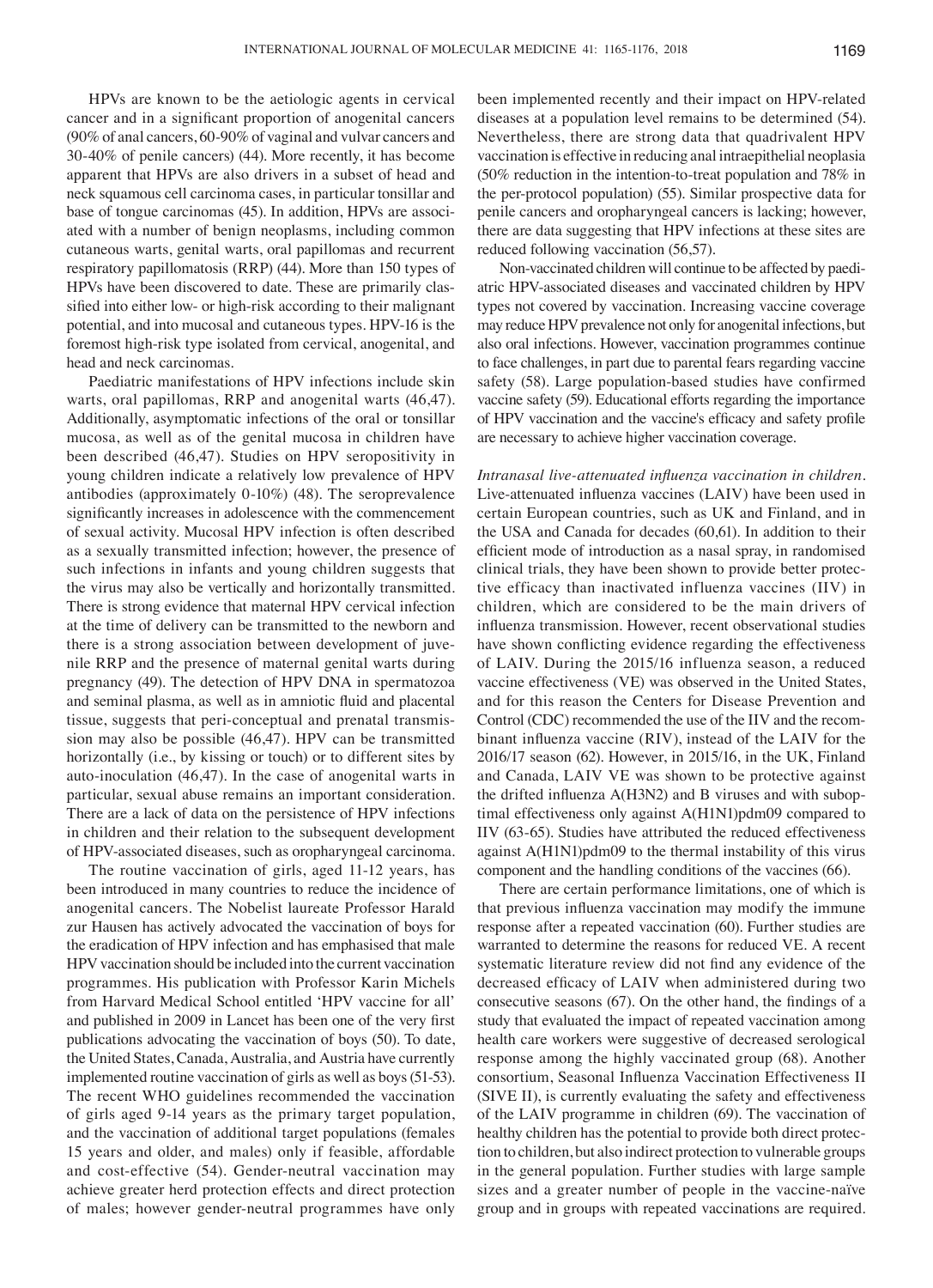HPVs are known to be the aetiologic agents in cervical cancer and in a significant proportion of anogenital cancers (90% of anal cancers, 60-90% of vaginal and vulvar cancers and 30-40% of penile cancers) (44). More recently, it has become apparent that HPVs are also drivers in a subset of head and neck squamous cell carcinoma cases, in particular tonsillar and base of tongue carcinomas (45). In addition, HPVs are associated with a number of benign neoplasms, including common cutaneous warts, genital warts, oral papillomas and recurrent respiratory papillomatosis (RRP) (44). More than 150 types of HPVs have been discovered to date. These are primarily classified into either low- or high-risk according to their malignant potential, and into mucosal and cutaneous types. HPV-16 is the foremost high-risk type isolated from cervical, anogenital, and head and neck carcinomas.

Paediatric manifestations of HPV infections include skin warts, oral papillomas, RRP and anogenital warts (46,47). Additionally, asymptomatic infections of the oral or tonsillar mucosa, as well as of the genital mucosa in children have been described (46,47). Studies on HPV seropositivity in young children indicate a relatively low prevalence of HPV antibodies (approximately 0-10%) (48). The seroprevalence significantly increases in adolescence with the commencement of sexual activity. Mucosal HPV infection is often described as a sexually transmitted infection; however, the presence of such infections in infants and young children suggests that the virus may also be vertically and horizontally transmitted. There is strong evidence that maternal HPV cervical infection at the time of delivery can be transmitted to the newborn and there is a strong association between development of juvenile RRP and the presence of maternal genital warts during pregnancy (49). The detection of HPV DNA in spermatozoa and seminal plasma, as well as in amniotic fluid and placental tissue, suggests that peri-conceptual and prenatal transmission may also be possible (46,47). HPV can be transmitted horizontally (i.e., by kissing or touch) or to different sites by auto-inoculation (46,47). In the case of anogenital warts in particular, sexual abuse remains an important consideration. There are a lack of data on the persistence of HPV infections in children and their relation to the subsequent development of HPV-associated diseases, such as oropharyngeal carcinoma.

The routine vaccination of girls, aged 11-12 years, has been introduced in many countries to reduce the incidence of anogenital cancers. The Nobelist laureate Professor Harald zur Hausen has actively advocated the vaccination of boys for the eradication of HPV infection and has emphasised that male HPV vaccination should be included into the current vaccination programmes. His publication with Professor Karin Michels from Harvard Medical School entitled 'HPV vaccine for all' and published in 2009 in Lancet has been one of the very first publications advocating the vaccination of boys (50). To date, the United States, Canada, Australia, and Austria have currently implemented routine vaccination of girls as well as boys (51-53). The recent WHO guidelines recommended the vaccination of girls aged 9-14 years as the primary target population, and the vaccination of additional target populations (females 15 years and older, and males) only if feasible, affordable and cost-effective (54). Gender-neutral vaccination may achieve greater herd protection effects and direct protection of males; however gender-neutral programmes have only been implemented recently and their impact on HPV-related diseases at a population level remains to be determined (54). Nevertheless, there are strong data that quadrivalent HPV vaccination is effective in reducing anal intraepithelial neoplasia (50% reduction in the intention-to-treat population and 78% in the per-protocol population) (55). Similar prospective data for penile cancers and oropharyngeal cancers is lacking; however, there are data suggesting that HPV infections at these sites are reduced following vaccination (56,57).

Non-vaccinated children will continue to be affected by paediatric HPV-associated diseases and vaccinated children by HPV types not covered by vaccination. Increasing vaccine coverage may reduce HPV prevalence not only for anogenital infections, but also oral infections. However, vaccination programmes continue to face challenges, in part due to parental fears regarding vaccine safety (58). Large population-based studies have confirmed vaccine safety (59). Educational efforts regarding the importance of HPV vaccination and the vaccine's efficacy and safety profile are necessary to achieve higher vaccination coverage.

*Intranasal live-attenuated influenza vaccination in children.* Live-attenuated influenza vaccines (LAIV) have been used in certain European countries, such as UK and Finland, and in the USA and Canada for decades (60,61). In addition to their efficient mode of introduction as a nasal spray, in randomised clinical trials, they have been shown to provide better protective efficacy than inactivated influenza vaccines (IIV) in children, which are considered to be the main drivers of influenza transmission. However, recent observational studies have shown conflicting evidence regarding the effectiveness of LAIV. During the 2015/16 influenza season, a reduced vaccine effectiveness (VE) was observed in the United States, and for this reason the Centers for Disease Prevention and Control (CDC) recommended the use of the IIV and the recombinant influenza vaccine (RIV), instead of the LAIV for the 2016/17 season (62). However, in 2015/16, in the UK, Finland and Canada, LAIV VE was shown to be protective against the drifted influenza A(H3N2) and B viruses and with suboptimal effectiveness only against A(H1N1)pdm09 compared to IIV (63-65). Studies have attributed the reduced effectiveness against A(H1N1)pdm09 to the thermal instability of this virus component and the handling conditions of the vaccines (66).

There are certain performance limitations, one of which is that previous influenza vaccination may modify the immune response after a repeated vaccination (60). Further studies are warranted to determine the reasons for reduced VE. A recent systematic literature review did not find any evidence of the decreased efficacy of LAIV when administered during two consecutive seasons (67). On the other hand, the findings of a study that evaluated the impact of repeated vaccination among health care workers were suggestive of decreased serological response among the highly vaccinated group (68). Another consortium, Seasonal Influenza Vaccination Effectiveness II (SIVE II), is currently evaluating the safety and effectiveness of the LAIV programme in children (69). The vaccination of healthy children has the potential to provide both direct protection to children, but also indirect protection to vulnerable groups in the general population. Further studies with large sample sizes and a greater number of people in the vaccine-naïve group and in groups with repeated vaccinations are required.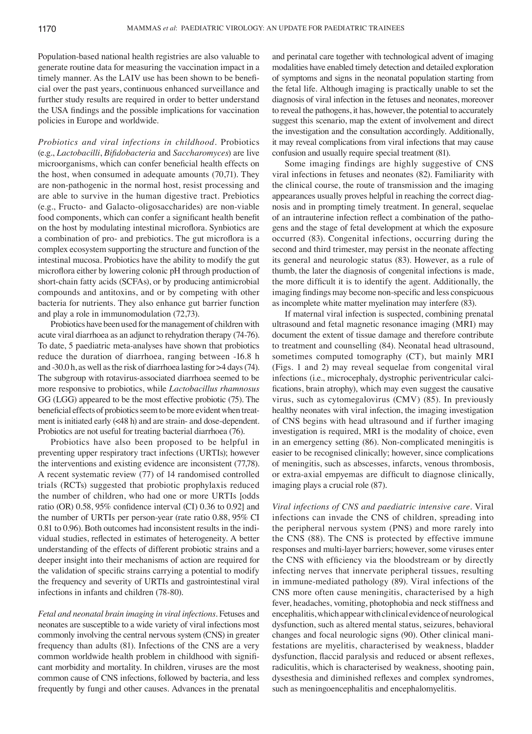Population-based national health registries are also valuable to generate routine data for measuring the vaccination impact in a timely manner. As the LAIV use has been shown to be beneficial over the past years, continuous enhanced surveillance and further study results are required in order to better understand the USA findings and the possible implications for vaccination policies in Europe and worldwide.

*Probiotics and viral infections in childhood.* Probiotics (e.g., *Lactobacilli*, *Bifidobacteria* and *Saccharomyces*) are live microorganisms, which can confer beneficial health effects on the host, when consumed in adequate amounts (70,71). They are non-pathogenic in the normal host, resist processing and are able to survive in the human digestive tract. Prebiotics (e.g., Fructo- and Galacto-oligosaccharides) are non-viable food components, which can confer a significant health benefit on the host by modulating intestinal microflora. Synbiotics are a combination of pro- and prebiotics. The gut microflora is a complex ecosystem supporting the structure and function of the intestinal mucosa. Probiotics have the ability to modify the gut microflora either by lowering colonic pH through production of short-chain fatty acids (SCFAs), or by producing antimicrobial compounds and antitoxins, and or by competing with other bacteria for nutrients. They also enhance gut barrier function and play a role in immunomodulation (72,73).

Probiotics have been used for the management of children with acute viral diarrhoea as an adjunct to rehydration therapy (74-76). To date, 5 paediatric meta-analyses have shown that probiotics reduce the duration of diarrhoea, ranging between -16.8 h and -30.0 h, as well as the risk of diarrhoea lasting for >4 days (74). The subgroup with rotavirus-associated diarrhoea seemed to be more responsive to probiotics, while *Lactobacillus rhamnosus* GG (LGG) appeared to be the most effective probiotic (75). The beneficial effects of probiotics seem to be more evident when treatment is initiated early (<48 h) and are strain- and dose-dependent. Probiotics are not useful for treating bacterial diarrhoea (76).

Probiotics have also been proposed to be helpful in preventing upper respiratory tract infections (URTIs); however the interventions and existing evidence are inconsistent (77,78). A recent systematic review (77) of 14 randomised controlled trials (RCTs) suggested that probiotic prophylaxis reduced the number of children, who had one or more URTIs [odds ratio (OR) 0.58, 95% confidence interval (CI) 0.36 to 0.92] and the number of URTIs per person-year (rate ratio 0.88, 95% CI 0.81 to 0.96). Both outcomes had inconsistent results in the individual studies, reflected in estimates of heterogeneity. A better understanding of the effects of different probiotic strains and a deeper insight into their mechanisms of action are required for the validation of specific strains carrying a potential to modify the frequency and severity of URTIs and gastrointestinal viral infections in infants and children (78-80).

*Fetal and neonatal brain imaging in viral infections.* Fetuses and neonates are susceptible to a wide variety of viral infections most commonly involving the central nervous system (CNS) in greater frequency than adults (81). Infections of the CNS are a very common worldwide health problem in childhood with significant morbidity and mortality. In children, viruses are the most common cause of CNS infections, followed by bacteria, and less frequently by fungi and other causes. Advances in the prenatal and perinatal care together with technological advent of imaging modalities have enabled timely detection and detailed exploration of symptoms and signs in the neonatal population starting from the fetal life. Although imaging is practically unable to set the diagnosis of viral infection in the fetuses and neonates, moreover to reveal the pathogens, it has, however, the potential to accurately suggest this scenario, map the extent of involvement and direct the investigation and the consultation accordingly. Additionally, it may reveal complications from viral infections that may cause confusion and usually require special treatment (81).

Some imaging findings are highly suggestive of CNS viral infections in fetuses and neonates (82). Familiarity with the clinical course, the route of transmission and the imaging appearances usually proves helpful in reaching the correct diagnosis and in prompting timely treatment. In general, sequelae of an intrauterine infection reflect a combination of the pathogens and the stage of fetal development at which the exposure occurred (83). Congenital infections, occurring during the second and third trimester, may persist in the neonate affecting its general and neurologic status (83). However, as a rule of thumb, the later the diagnosis of congenital infections is made, the more difficult it is to identify the agent. Additionally, the imaging findings may become non-specific and less conspicuous as incomplete white matter myelination may interfere (83).

If maternal viral infection is suspected, combining prenatal ultrasound and fetal magnetic resonance imaging (MRI) may document the extent of tissue damage and therefore contribute to treatment and counselling (84). Neonatal head ultrasound, sometimes computed tomography (CT), but mainly MRI (Figs. 1 and 2) may reveal sequelae from congenital viral infections (i.e., microcephaly, dystrophic periventricular calcifications, brain atrophy), which may even suggest the causative virus, such as cytomegalovirus (CMV) (85). In previously healthy neonates with viral infection, the imaging investigation of CNS begins with head ultrasound and if further imaging investigation is required, MRI is the modality of choice, even in an emergency setting (86). Non-complicated meningitis is easier to be recognised clinically; however, since complications of meningitis, such as abscesses, infarcts, venous thrombosis, or extra-axial empyemas are difficult to diagnose clinically, imaging plays a crucial role (87).

*Viral infections of CNS and paediatric intensive care.* Viral infections can invade the CNS of children, spreading into the peripheral nervous system (PNS) and more rarely into the CNS (88). The CNS is protected by effective immune responses and multi-layer barriers; however, some viruses enter the CNS with efficiency via the bloodstream or by directly infecting nerves that innervate peripheral tissues, resulting in immune-mediated pathology (89). Viral infections of the CNS more often cause meningitis, characterised by a high fever, headaches, vomiting, photophobia and neck stiffness and encephalitis, which appear with clinical evidence of neurological dysfunction, such as altered mental status, seizures, behavioral changes and focal neurologic signs (90). Other clinical manifestations are myelitis, characterised by weakness, bladder dysfunction, flaccid paralysis and reduced or absent reflexes, radiculitis, which is characterised by weakness, shooting pain, dysesthesia and diminished reflexes and complex syndromes, such as meningoencephalitis and encephalomyelitis.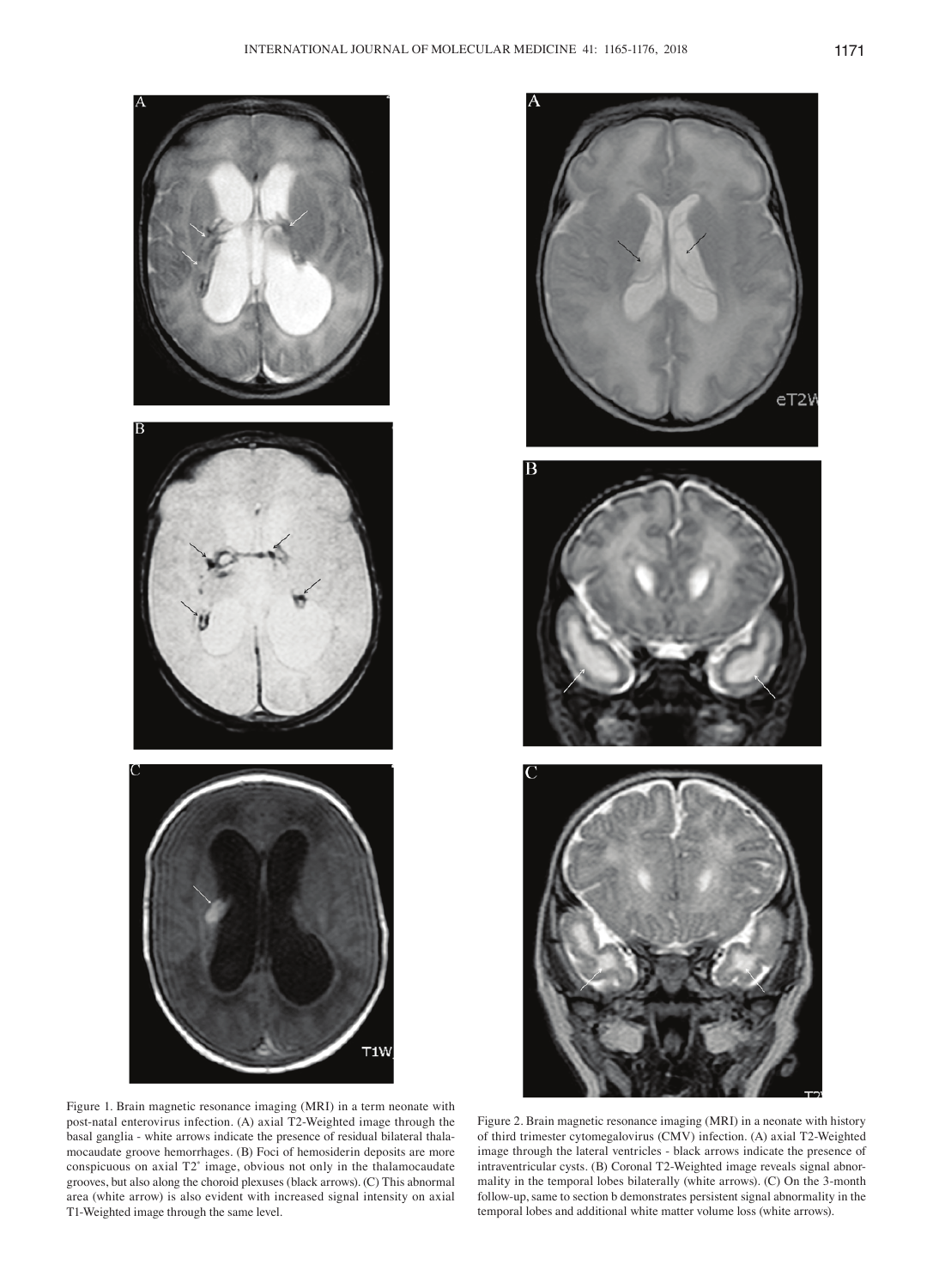Figure 1. Brain magnetic resonance imaging (MRI) in a term neonate with post-natal enterovirus infection. (A) axial T2-Weighted image through the basal ganglia - white arrows indicate the presence of residual bilateral thalamocaudate groove hemorrhages. (B) Foci of hemosiderin deposits are more conspicuous on axial T2* image, obvious not only in the thalamocaudate grooves, but also along the choroid plexuses (black arrows). (C) This abnormal area (white arrow) is also evident with increased signal intensity on axial T1-Weighted image through the same level.

Figure 2. Brain magnetic resonance imaging (MRI) in a neonate with history of third trimester cytomegalovirus (CMV) infection. (A) axial T2-Weighted image through the lateral ventricles - black arrows indicate the presence of intraventricular cysts. (B) Coronal T2-Weighted image reveals signal abnormality in the temporal lobes bilaterally (white arrows). (C) On the 3-month follow-up, same to section b demonstrates persistent signal abnormality in the temporal lobes and additional white matter volume loss (white arrows).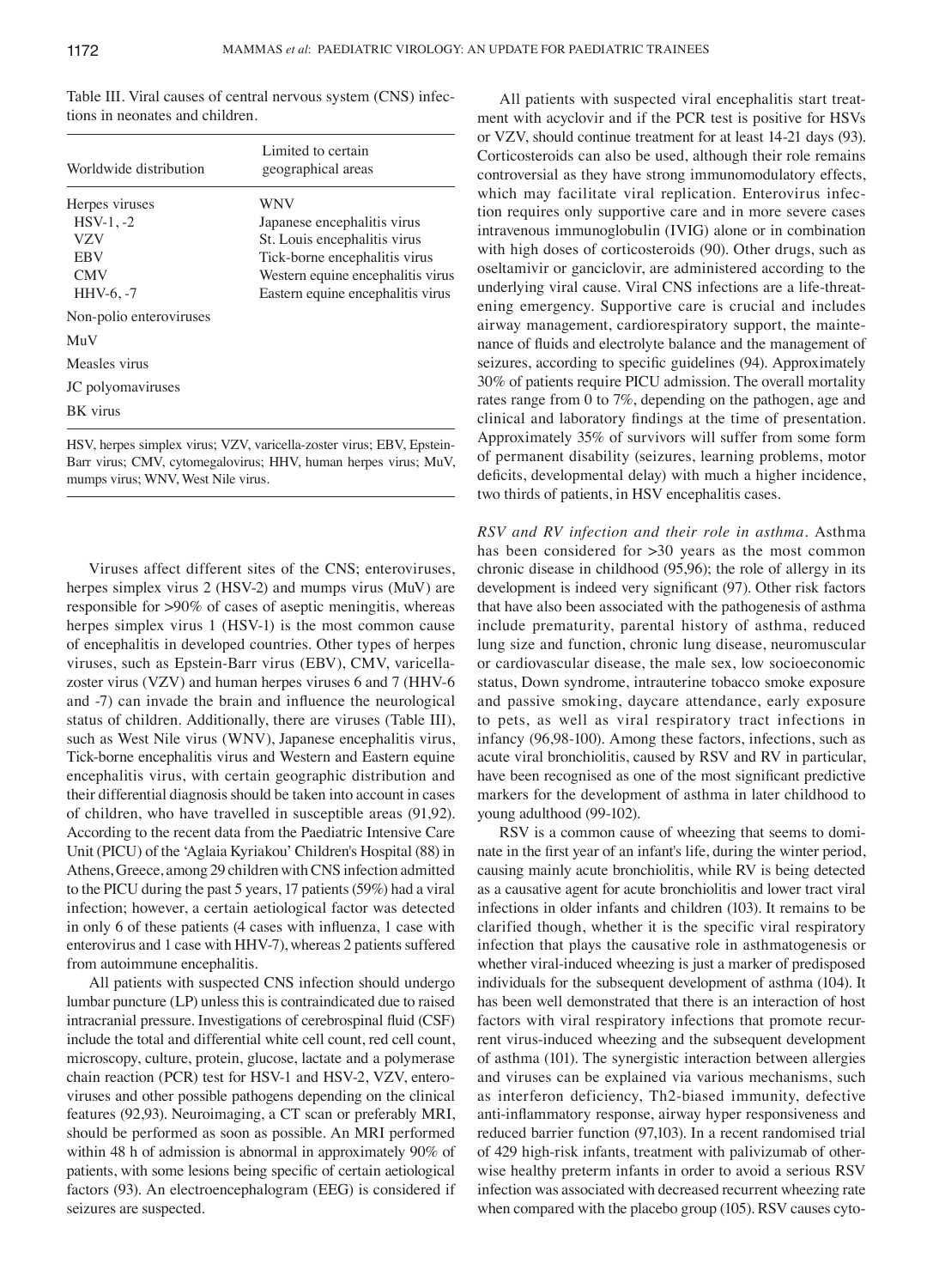Table III. Viral causes of central nervous system (CNS) infections in neonates and children.

| Worldwide distribution | Limited to certain geographical areas |
|---|---|
| Herpes viruses | WNV |
| HSV-1, -2 | Japanese encephalitis virus |
| VZV | St. Louis encephalitis virus |
| EBV | Tick-borne encephalitis virus |
| CMV | Western equine encephalitis virus |
| HHV-6, -7 | Eastern equine encephalitis virus |
| Non-polio enteroviruses | |
| MuV | |
| Measles virus | |
| JC polyomaviruses | |
| BK virus | |

HSV, herpes simplex virus; VZV, varicella-zoster virus; EBV, Epstein-Barr virus; CMV, cytomegalovirus; HHV, human herpes virus; MuV, mumps virus; WNV, West Nile virus.

Viruses affect different sites of the CNS; enteroviruses, herpes simplex virus 2 (HSV-2) and mumps virus (MuV) are responsible for >90% of cases of aseptic meningitis, whereas herpes simplex virus 1 (HSV-1) is the most common cause of encephalitis in developed countries. Other types of herpes viruses, such as Epstein-Barr virus (EBV), CMV, varicella-zoster virus (VZV) and human herpes viruses 6 and 7 (HHV-6 and -7) can invade the brain and influence the neurological status of children. Additionally, there are viruses (Table III), such as West Nile virus (WNV), Japanese encephalitis virus, Tick-borne encephalitis virus and Western and Eastern equine encephalitis virus, with certain geographic distribution and their differential diagnosis should be taken into account in cases of children, who have travelled in susceptible areas (91,92). According to the recent data from the Paediatric Intensive Care Unit (PICU) of the 'Aglaia Kyriakou' Children's Hospital (88) in Athens, Greece, among 29 children with CNS infection admitted to the PICU during the past 5 years, 17 patients (59%) had a viral infection; however, a certain aetiological factor was detected in only 6 of these patients (4 cases with influenza, 1 case with enterovirus and 1 case with HHV-7), whereas 2 patients suffered from autoimmune encephalitis.

All patients with suspected CNS infection should undergo lumbar puncture (LP) unless this is contraindicated due to raised intracranial pressure. Investigations of cerebrospinal fluid (CSF) include the total and differential white cell count, red cell count, microscopy, culture, protein, glucose, lactate and a polymerase chain reaction (PCR) test for HSV-1 and HSV-2, VZV, enteroviruses and other possible pathogens depending on the clinical features (92,93). Neuroimaging, a CT scan or preferably MRI, should be performed as soon as possible. An MRI performed within 48 h of admission is abnormal in approximately 90% of patients, with some lesions being specific of certain aetiological factors (93). An electroencephalogram (EEG) is considered if seizures are suspected.

All patients with suspected viral encephalitis start treatment with acyclovir and if the PCR test is positive for HSVs or VZV, should continue treatment for at least 14-21 days (93). Corticosteroids can also be used, although their role remains controversial as they have strong immunomodulatory effects, which may facilitate viral replication. Enterovirus infection requires only supportive care and in more severe cases intravenous immunoglobulin (IVIG) alone or in combination with high doses of corticosteroids (90). Other drugs, such as oseltamivir or ganciclovir, are administered according to the underlying viral cause. Viral CNS infections are a life-threatening emergency. Supportive care is crucial and includes airway management, cardiorespiratory support, the maintenance of fluids and electrolyte balance and the management of seizures, according to specific guidelines (94). Approximately 30% of patients require PICU admission. The overall mortality rates range from 0 to 7%, depending on the pathogen, age and clinical and laboratory findings at the time of presentation. Approximately 35% of survivors will suffer from some form of permanent disability (seizures, learning problems, motor deficits, developmental delay) with much a higher incidence, two thirds of patients, in HSV encephalitis cases.

*RSV and RV infection and their role in asthma.* Asthma has been considered for >30 years as the most common chronic disease in childhood (95,96); the role of allergy in its development is indeed very significant (97). Other risk factors that have also been associated with the pathogenesis of asthma include prematurity, parental history of asthma, reduced lung size and function, chronic lung disease, neuromuscular or cardiovascular disease, the male sex, low socioeconomic status, Down syndrome, intrauterine tobacco smoke exposure and passive smoking, daycare attendance, early exposure to pets, as well as viral respiratory tract infections in infancy (96,98-100). Among these factors, infections, such as acute viral bronchiolitis, caused by RSV and RV in particular, have been recognised as one of the most significant predictive markers for the development of asthma in later childhood to young adulthood (99-102).

RSV is a common cause of wheezing that seems to dominate in the first year of an infant's life, during the winter period, causing mainly acute bronchiolitis, while RV is being detected as a causative agent for acute bronchiolitis and lower tract viral infections in older infants and children (103). It remains to be clarified though, whether it is the specific viral respiratory infection that plays the causative role in asthmatogenesis or whether viral-induced wheezing is just a marker of predisposed individuals for the subsequent development of asthma (104). It has been well demonstrated that there is an interaction of host factors with viral respiratory infections that promote recurrent virus-induced wheezing and the subsequent development of asthma (101). The synergistic interaction between allergies and viruses can be explained via various mechanisms, such as interferon deficiency, Th2-biased immunity, defective anti-inflammatory response, airway hyper responsiveness and reduced barrier function (97,103). In a recent randomised trial of 429 high-risk infants, treatment with palivizumab of otherwise healthy preterm infants in order to avoid a serious RSV infection was associated with decreased recurrent wheezing rate when compared with the placebo group (105). RSV causes cyto-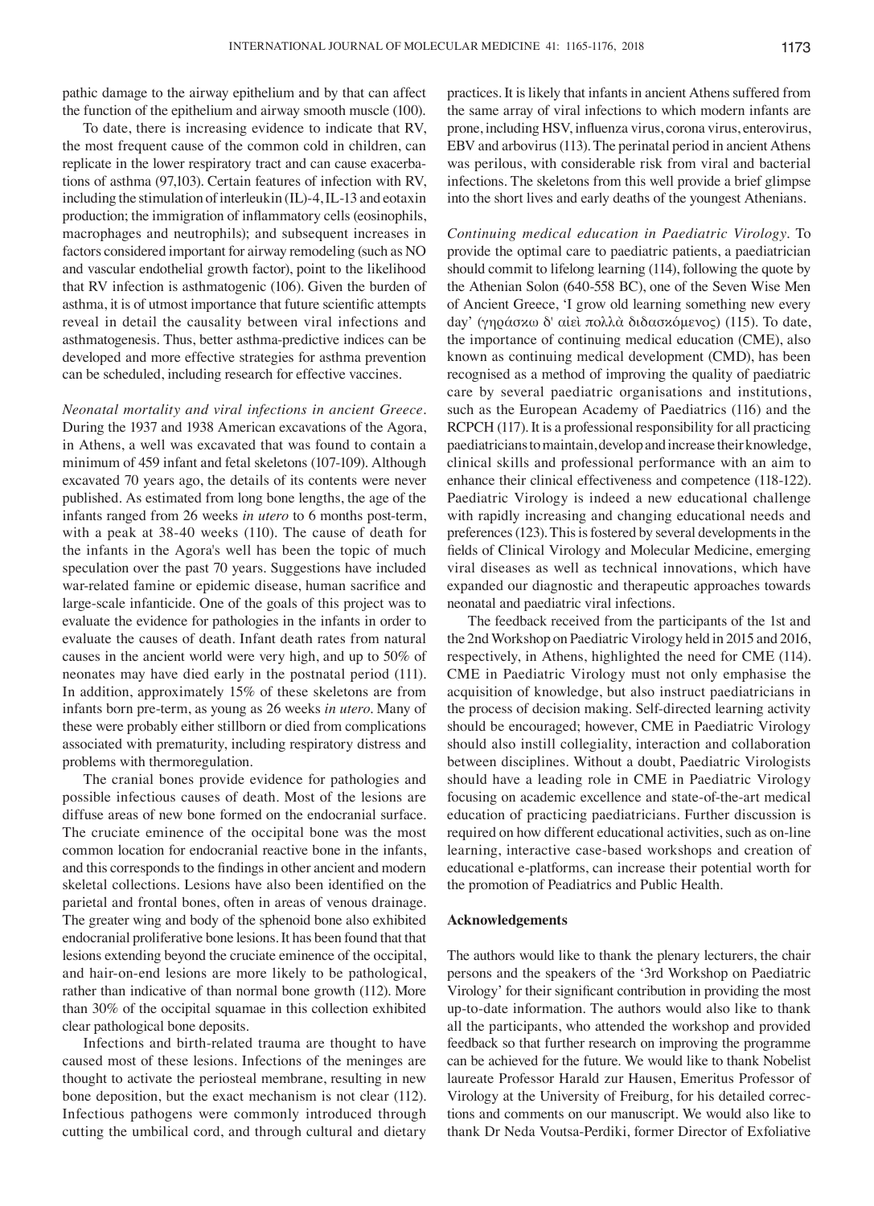pathic damage to the airway epithelium and by that can affect the function of the epithelium and airway smooth muscle (100).

To date, there is increasing evidence to indicate that RV, the most frequent cause of the common cold in children, can replicate in the lower respiratory tract and can cause exacerbations of asthma (97,103). Certain features of infection with RV, including the stimulation of interleukin (IL)-4, IL-13 and eotaxin production; the immigration of inflammatory cells (eosinophils, macrophages and neutrophils); and subsequent increases in factors considered important for airway remodeling (such as NO and vascular endothelial growth factor), point to the likelihood that RV infection is asthmatogenic (106). Given the burden of asthma, it is of utmost importance that future scientific attempts reveal in detail the causality between viral infections and asthmatogenesis. Thus, better asthma-predictive indices can be developed and more effective strategies for asthma prevention can be scheduled, including research for effective vaccines.

*Neonatal mortality and viral infections in ancient Greece.* During the 1937 and 1938 American excavations of the Agora, in Athens, a well was excavated that was found to contain a minimum of 459 infant and fetal skeletons (107-109). Although excavated 70 years ago, the details of its contents were never published. As estimated from long bone lengths, the age of the infants ranged from 26 weeks *in utero* to 6 months post-term, with a peak at 38-40 weeks (110). The cause of death for the infants in the Agora's well has been the topic of much speculation over the past 70 years. Suggestions have included war-related famine or epidemic disease, human sacrifice and large-scale infanticide. One of the goals of this project was to evaluate the evidence for pathologies in the infants in order to evaluate the causes of death. Infant death rates from natural causes in the ancient world were very high, and up to 50% of neonates may have died early in the postnatal period (111). In addition, approximately 15% of these skeletons are from infants born pre-term, as young as 26 weeks *in utero*. Many of these were probably either stillborn or died from complications associated with prematurity, including respiratory distress and problems with thermoregulation.

The cranial bones provide evidence for pathologies and possible infectious causes of death. Most of the lesions are diffuse areas of new bone formed on the endocranial surface. The cruciate eminence of the occipital bone was the most common location for endocranial reactive bone in the infants, and this corresponds to the findings in other ancient and modern skeletal collections. Lesions have also been identified on the parietal and frontal bones, often in areas of venous drainage. The greater wing and body of the sphenoid bone also exhibited endocranial proliferative bone lesions. It has been found that that lesions extending beyond the cruciate eminence of the occipital, and hair-on-end lesions are more likely to be pathological, rather than indicative of than normal bone growth (112). More than 30% of the occipital squamae in this collection exhibited clear pathological bone deposits.

Infections and birth-related trauma are thought to have caused most of these lesions. Infections of the meninges are thought to activate the periosteal membrane, resulting in new bone deposition, but the exact mechanism is not clear (112). Infectious pathogens were commonly introduced through cutting the umbilical cord, and through cultural and dietary practices. It is likely that infants in ancient Athens suffered from the same array of viral infections to which modern infants are prone, including HSV, influenza virus, corona virus, enterovirus, EBV and arbovirus (113). The perinatal period in ancient Athens was perilous, with considerable risk from viral and bacterial infections. The skeletons from this well provide a brief glimpse into the short lives and early deaths of the youngest Athenians.

*Continuing medical education in Paediatric Virology.* To provide the optimal care to paediatric patients, a paediatrician should commit to lifelong learning (114), following the quote by the Athenian Solon (640-558 BC), one of the Seven Wise Men of Ancient Greece, 'I grow old learning something new every day' (γηράσκω δ' αἰεὶ πολλὰ διδασκόμενος) (115). To date, the importance of continuing medical education (CME), also known as continuing medical development (CMD), has been recognised as a method of improving the quality of paediatric care by several paediatric organisations and institutions, such as the European Academy of Paediatrics (116) and the RCPCH (117). It is a professional responsibility for all practicing paediatricians to maintain, develop and increase their knowledge, clinical skills and professional performance with an aim to enhance their clinical effectiveness and competence (118-122). Paediatric Virology is indeed a new educational challenge with rapidly increasing and changing educational needs and preferences (123). This is fostered by several developments in the fields of Clinical Virology and Molecular Medicine, emerging viral diseases as well as technical innovations, which have expanded our diagnostic and therapeutic approaches towards neonatal and paediatric viral infections.

The feedback received from the participants of the 1st and the 2nd Workshop on Paediatric Virology held in 2015 and 2016, respectively, in Athens, highlighted the need for CME (114). CME in Paediatric Virology must not only emphasise the acquisition of knowledge, but also instruct paediatricians in the process of decision making. Self-directed learning activity should be encouraged; however, CME in Paediatric Virology should also instill collegiality, interaction and collaboration between disciplines. Without a doubt, Paediatric Virologists should have a leading role in CME in Paediatric Virology focusing on academic excellence and state-of-the-art medical education of practicing paediatricians. Further discussion is required on how different educational activities, such as on-line learning, interactive case-based workshops and creation of educational e-platforms, can increase their potential worth for the promotion of Peadiatrics and Public Health.

## Acknowledgements

The authors would like to thank the plenary lecturers, the chair persons and the speakers of the '3rd Workshop on Paediatric Virology' for their significant contribution in providing the most up-to-date information. The authors would also like to thank all the participants, who attended the workshop and provided feedback so that further research on improving the programme can be achieved for the future. We would like to thank Nobelist laureate Professor Harald zur Hausen, Emeritus Professor of Virology at the University of Freiburg, for his detailed corrections and comments on our manuscript. We would also like to thank Dr Neda Voutsa-Perdiki, former Director of Exfoliative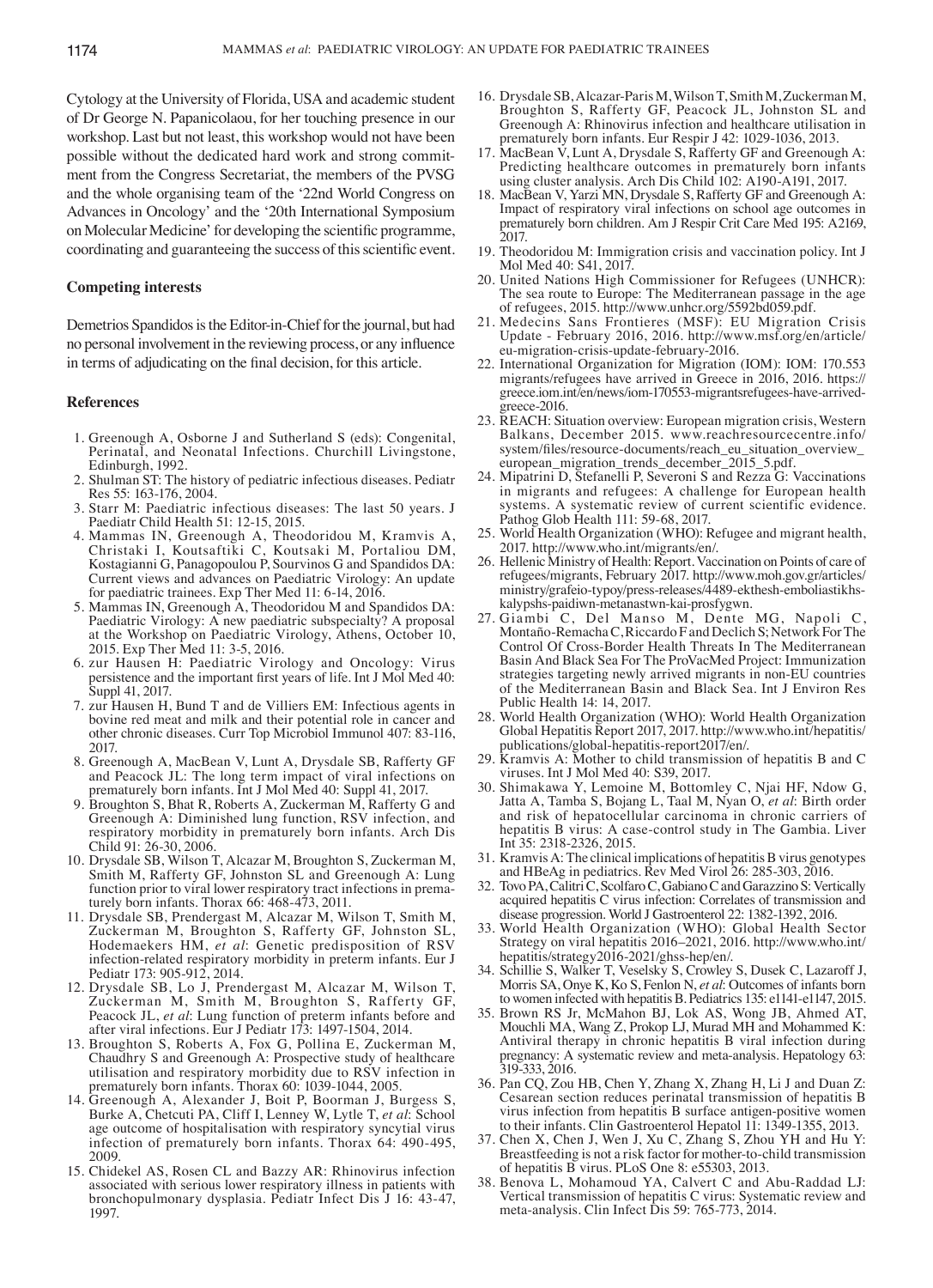Cytology at the University of Florida, USA and academic student of Dr George N. Papanicolaou, for her touching presence in our workshop. Last but not least, this workshop would not have been possible without the dedicated hard work and strong commitment from the Congress Secretariat, the members of the PVSG and the whole organising team of the '22nd World Congress on Advances in Oncology' and the '20th International Symposium on Molecular Medicine' for developing the scientific programme, coordinating and guaranteeing the success of this scientific event.

## Competing interests

Demetrios Spandidos is the Editor-in-Chief for the journal, but had no personal involvement in the reviewing process, or any influence in terms of adjudicating on the final decision, for this article.

## References

1. Greenough A, Osborne J and Sutherland S (eds): Congenital, Perinatal, and Neonatal Infections. Churchill Livingstone, Edinburgh, 1992.
2. Shulman ST: The history of pediatric infectious diseases. Pediatr Res 55: 163-176, 2004.
3. Starr M: Paediatric infectious diseases: The last 50 years. J Paediatr Child Health 51: 12-15, 2015.
4. Mammas IN, Greenough A, Theodoridou M, Kramvis A, Christaki I, Koutsaftiki C, Koutsaki M, Portaliou DM, Kostagianni G, Panagopoulou P, Sourvinos G and Spandidos DA: Current views and advances on Paediatric Virology: An update for paediatric trainees. Exp Ther Med 11: 6-14, 2016.
5. Mammas IN, Greenough A, Theodoridou M and Spandidos DA: Paediatric Virology: A new paediatric subspecialty? A proposal at the Workshop on Paediatric Virology, Athens, October 10, 2015. Exp Ther Med 11: 3-5, 2016.
6. zur Hausen H: Paediatric Virology and Oncology: Virus persistence and the important first years of life. Int J Mol Med 40: Suppl 41, 2017.
7. zur Hausen H, Bund T and de Villiers EM: Infectious agents in bovine red meat and milk and their potential role in cancer and other chronic diseases. Curr Top Microbiol Immunol 407: 83-116, 2017.
8. Greenough A, MacBean V, Lunt A, Drysdale SB, Rafferty GF and Peacock JL: The long term impact of viral infections on prematurely born infants. Int J Mol Med 40: Suppl 41, 2017.
9. Broughton S, Bhat R, Roberts A, Zuckerman M, Rafferty G and Greenough A: Diminished lung function, RSV infection, and respiratory morbidity in prematurely born infants. Arch Dis Child 91: 26-30, 2006.
10. Drysdale SB, Wilson T, Alcazar M, Broughton S, Zuckerman M, Smith M, Rafferty GF, Johnston SL and Greenough A: Lung function prior to viral lower respiratory tract infections in prematurely born infants. Thorax 66: 468-473, 2011.
11. Drysdale SB, Prendergast M, Alcazar M, Wilson T, Smith M, Zuckerman M, Broughton S, Rafferty GF, Johnston SL, Hodemaekers HM, *et al*: Genetic predisposition of RSV infection-related respiratory morbidity in preterm infants. Eur J Pediatr 173: 905-912, 2014.
12. Drysdale SB, Lo J, Prendergast M, Alcazar M, Wilson T, Zuckerman M, Smith M, Broughton S, Rafferty GF, Peacock JL, *et al*: Lung function of preterm infants before and after viral infections. Eur J Pediatr 173: 1497-1504, 2014.
13. Broughton S, Roberts A, Fox G, Pollina E, Zuckerman M, Chaudhry S and Greenough A: Prospective study of healthcare utilisation and respiratory morbidity due to RSV infection in prematurely born infants. Thorax 60: 1039-1044, 2005.
14. Greenough A, Alexander J, Boit P, Boorman J, Burgess S, Burke A, Chetcuti PA, Cliff I, Lenney W, Lytle T, *et al*: School age outcome of hospitalisation with respiratory syncytial virus infection of prematurely born infants. Thorax 64: 490-495, 2009.
15. Chidekel AS, Rosen CL and Bazzy AR: Rhinovirus infection associated with serious lower respiratory illness in patients with bronchopulmonary dysplasia. Pediatr Infect Dis J 16: 43-47, 1997.
16. Drysdale SB, Alcazar-Paris M, Wilson T, Smith M, Zuckerman M, Broughton S, Rafferty GF, Peacock JL, Johnston SL and Greenough A: Rhinovirus infection and healthcare utilisation in prematurely born infants. Eur Respir J 42: 1029-1036, 2013.
17. MacBean V, Lunt A, Drysdale S, Rafferty GF and Greenough A: Predicting healthcare outcomes in prematurely born infants using cluster analysis. Arch Dis Child 102: A190-A191, 2017.
18. MacBean V, Yarzi MN, Drysdale S, Rafferty GF and Greenough A: Impact of respiratory viral infections on school age outcomes in prematurely born children. Am J Respir Crit Care Med 195: A2169, 2017.
19. Theodoridou M: Immigration crisis and vaccination policy. Int J Mol Med 40: S41, 2017.
20. United Nations High Commissioner for Refugees (UNHCR): The sea route to Europe: The Mediterranean passage in the age of refugees, 2015. http://www.unhcr.org/5592bd059.pdf.
21. Medecins Sans Frontieres (MSF): EU Migration Crisis Update - February 2016, 2016. http://www.msf.org/en/article/eu-migration-crisis-update-february-2016.
22. International Organization for Migration (IOM): IOM: 170.553 migrants/refugees have arrived in Greece in 2016, 2016. https://greece.iom.int/en/news/iom-170553-migrantsrefugees-have-arrived-greece-2016.
23. REACH: Situation overview: European migration crisis, Western Balkans, December 2015. www.reachresourcecentre.info/system/files/resource-documents/reach_eu_situation_overview_european_migration_trends_december_2015_5.pdf.
24. Mipatrini D, Stefanelli P, Severoni S and Rezza G: Vaccinations in migrants and refugees: A challenge for European health systems. A systematic review of current scientific evidence. Pathog Glob Health 111: 59-68, 2017.
25. World Health Organization (WHO): Refugee and migrant health, 2017. http://www.who.int/migrants/en/.
26. Hellenic Ministry of Health: Report. Vaccination on Points of care of refugees/migrants, February 2017. http://www.moh.gov.gr/articles/ministry/grafeio-typoy/press-releases/4489-ekthesh-emboliastikhs-kalyphs-paidiwn-metanastwn-kai-prosfygwn.
27. Giambi C, Del Manso M, Dente MG, Napoli C, Montaño-Remacha C, Riccardo F and Declich S; Network For The Control Of Cross-Border Health Threats In The Mediterranean Basin And Black Sea For The ProVacMed Project: Immunization strategies targeting newly arrived migrants in non-EU countries of the Mediterranean Basin and Black Sea. Int J Environ Res Public Health 14: 14, 2017.
28. World Health Organization (WHO): World Health Organization Global Hepatitis Report 2017, 2017. http://www.who.int/hepatitis/publications/global-hepatitis-report2017/en/.
29. Kramvis A: Mother to child transmission of hepatitis B and C viruses. Int J Mol Med 40: S39, 2017.
30. Shimakawa Y, Lemoine M, Bottomley C, Njai HF, Ndow G, Jatta A, Tamba S, Bojang L, Taal M, Nyan O, *et al*: Birth order and risk of hepatocellular carcinoma in chronic carriers of hepatitis B virus: A case-control study in The Gambia. Liver Int 35: 2318-2326, 2015.
31. Kramvis A: The clinical implications of hepatitis B virus genotypes and HBeAg in pediatrics. Rev Med Virol 26: 285-303, 2016.
32. Tovo PA, Calitri C, Scolfaro C, Gabiano C and Garazzino S: Vertically acquired hepatitis C virus infection: Correlates of transmission and disease progression. World J Gastroenterol 22: 1382-1392, 2016.
33. World Health Organization (WHO): Global Health Sector Strategy on viral hepatitis 2016–2021, 2016. http://www.who.int/hepatitis/strategy2016-2021/ghss-hep/en/.
34. Schillie S, Walker T, Veselsky S, Crowley S, Dusek C, Lazaroff J, Morris SA, Onye K, Ko S, Fenlon N, *et al*: Outcomes of infants born to women infected with hepatitis B. Pediatrics 135: e1141-e1147, 2015.
35. Brown RS Jr, McMahon BJ, Lok AS, Wong JB, Ahmed AT, Mouchli MA, Wang Z, Prokop LJ, Murad MH and Mohammed K: Antiviral therapy in chronic hepatitis B viral infection during pregnancy: A systematic review and meta-analysis. Hepatology 63: 319-333, 2016.
36. Pan CQ, Zou HB, Chen Y, Zhang X, Zhang H, Li J and Duan Z: Cesarean section reduces perinatal transmission of hepatitis B virus infection from hepatitis B surface antigen-positive women to their infants. Clin Gastroenterol Hepatol 11: 1349-1355, 2013.
37. Chen X, Chen J, Wen J, Xu C, Zhang S, Zhou YH and Hu Y: Breastfeeding is not a risk factor for mother-to-child transmission of hepatitis B virus. PLoS One 8: e55303, 2013.
38. Benova L, Mohamoud YA, Calvert C and Abu-Raddad LJ: Vertical transmission of hepatitis C virus: Systematic review and meta-analysis. Clin Infect Dis 59: 765-773, 2014.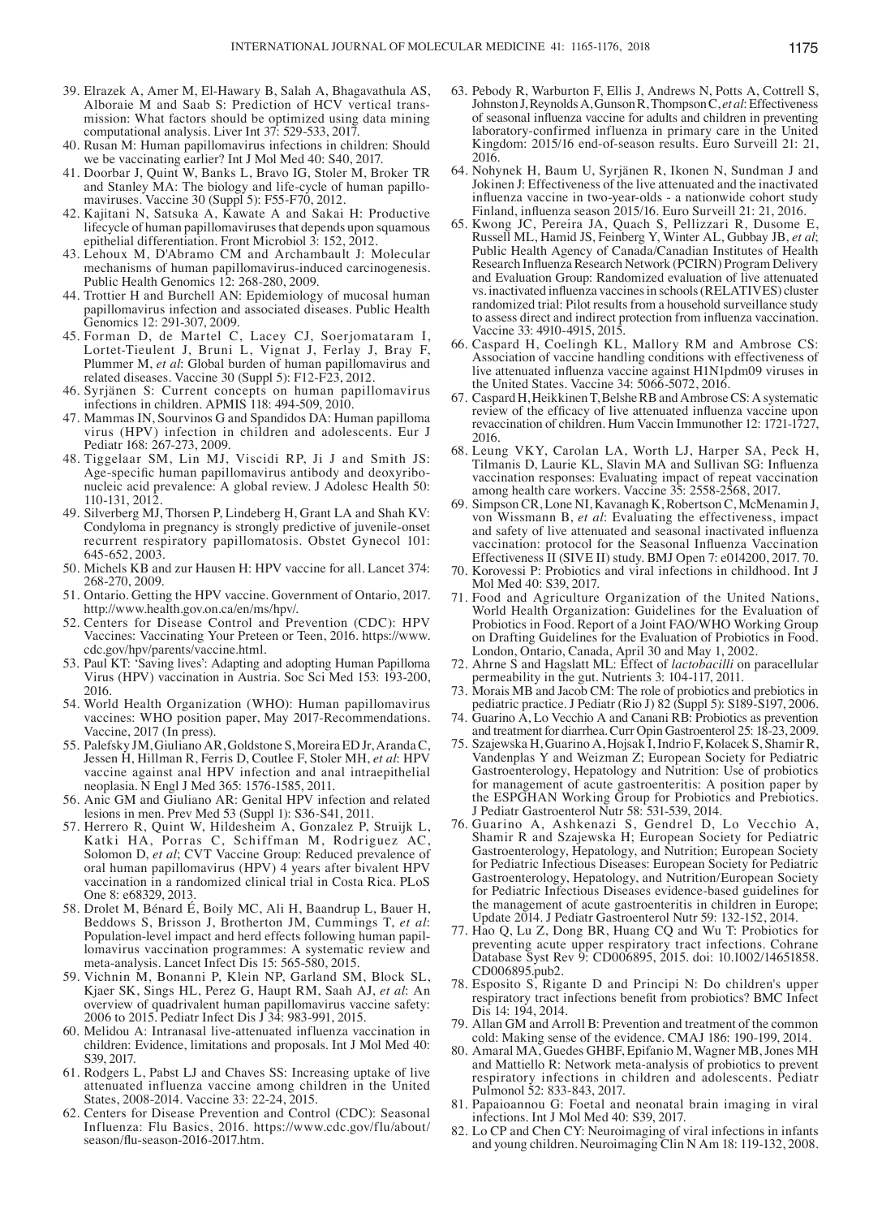39. Elrazek A, Amer M, El-Hawary B, Salah A, Bhagavathula AS, Alboraie M and Saab S: Prediction of HCV vertical transmission: What factors should be optimized using data mining computational analysis. Liver Int 37: 529-533, 2017.
40. Rusan M: Human papillomavirus infections in children: Should we be vaccinating earlier? Int J Mol Med 40: S40, 2017.
41. Doorbar J, Quint W, Banks L, Bravo IG, Stoler M, Broker TR and Stanley MA: The biology and life-cycle of human papillomaviruses. Vaccine 30 (Suppl 5): F55-F70, 2012.
42. Kajitani N, Satsuka A, Kawate A and Sakai H: Productive lifecycle of human papillomaviruses that depends upon squamous epithelial differentiation. Front Microbiol 3: 152, 2012.
43. Lehoux M, D'Abramo CM and Archambault J: Molecular mechanisms of human papillomavirus-induced carcinogenesis. Public Health Genomics 12: 268-280, 2009.
44. Trottier H and Burchell AN: Epidemiology of mucosal human papillomavirus infection and associated diseases. Public Health Genomics 12: 291-307, 2009.
45. Forman D, de Martel C, Lacey CJ, Soerjomataram I, Lortet-Tieulent J, Bruni L, Vignat J, Ferlay J, Bray F, Plummer M, *et al*: Global burden of human papillomavirus and related diseases. Vaccine 30 (Suppl 5): F12-F23, 2012.
46. Syrjänen S: Current concepts on human papillomavirus infections in children. APMIS 118: 494-509, 2010.
47. Mammas IN, Sourvinos G and Spandidos DA: Human papilloma virus (HPV) infection in children and adolescents. Eur J Pediatr 168: 267-273, 2009.
48. Tiggelaar SM, Lin MJ, Viscidi RP, Ji J and Smith JS: Age-specific human papillomavirus antibody and deoxyribonucleic acid prevalence: A global review. J Adolesc Health 50: 110-131, 2012.
49. Silverberg MJ, Thorsen P, Lindeberg H, Grant LA and Shah KV: Condyloma in pregnancy is strongly predictive of juvenile-onset recurrent respiratory papillomatosis. Obstet Gynecol 101: 645-652, 2003.
50. Michels KB and zur Hausen H: HPV vaccine for all. Lancet 374: 268-270, 2009.
51. Ontario. Getting the HPV vaccine. Government of Ontario, 2017. http://www.health.gov.on.ca/en/ms/hpv/.
52. Centers for Disease Control and Prevention (CDC): HPV Vaccines: Vaccinating Your Preteen or Teen, 2016. https://www.cdc.gov/hpv/parents/vaccine.html.
53. Paul KT: 'Saving lives': Adapting and adopting Human Papilloma Virus (HPV) vaccination in Austria. Soc Sci Med 153: 193-200, 2016.
54. World Health Organization (WHO): Human papillomavirus vaccines: WHO position paper, May 2017-Recommendations. Vaccine, 2017 (In press).
55. Palefsky JM, Giuliano AR, Goldstone S, Moreira ED Jr, Aranda C, Jessen H, Hillman R, Ferris D, Coutlee F, Stoler MH, *et al*: HPV vaccine against anal HPV infection and anal intraepithelial neoplasia. N Engl J Med 365: 1576-1585, 2011.
56. Anic GM and Giuliano AR: Genital HPV infection and related lesions in men. Prev Med 53 (Suppl 1): S36-S41, 2011.
57. Herrero R, Quint W, Hildesheim A, Gonzalez P, Struijk L, Katki HA, Porras C, Schiffman M, Rodriguez AC, Solomon D, *et al*; CVT Vaccine Group: Reduced prevalence of oral human papillomavirus (HPV) 4 years after bivalent HPV vaccination in a randomized clinical trial in Costa Rica. PLoS One 8: e68329, 2013.
58. Drolet M, Bénard É, Boily MC, Ali H, Baandrup L, Bauer H, Beddows S, Brisson J, Brotherton JM, Cummings T, *et al*: Population-level impact and herd effects following human papillomavirus vaccination programmes: A systematic review and meta-analysis. Lancet Infect Dis 15: 565-580, 2015.
59. Vichnin M, Bonanni P, Klein NP, Garland SM, Block SL, Kjaer SK, Sings HL, Perez G, Haupt RM, Saah AJ, *et al*: An overview of quadrivalent human papillomavirus vaccine safety: 2006 to 2015. Pediatr Infect Dis J 34: 983-991, 2015.
60. Melidou A: Intranasal live-attenuated influenza vaccination in children: Evidence, limitations and proposals. Int J Mol Med 40: S39, 2017.
61. Rodgers L, Pabst LJ and Chaves SS: Increasing uptake of live attenuated influenza vaccine among children in the United States, 2008-2014. Vaccine 33: 22-24, 2015.
62. Centers for Disease Prevention and Control (CDC): Seasonal Influenza: Flu Basics, 2016. https://www.cdc.gov/flu/about/season/flu-season-2016-2017.htm.
63. Pebody R, Warburton F, Ellis J, Andrews N, Potts A, Cottrell S, Johnston J, Reynolds A, Gunson R, Thompson C, *et al*: Effectiveness of seasonal influenza vaccine for adults and children in preventing laboratory-confirmed influenza in primary care in the United Kingdom: 2015/16 end-of-season results. Euro Surveill 21: 21, 2016.
64. Nohynek H, Baum U, Syrjänen R, Ikonen N, Sundman J and Jokinen J: Effectiveness of the live attenuated and the inactivated influenza vaccine in two-year-olds - a nationwide cohort study Finland, influenza season 2015/16. Euro Surveill 21: 21, 2016.
65. Kwong JC, Pereira JA, Quach S, Pellizzari R, Dusome E, Russell ML, Hamid JS, Feinberg Y, Winter AL, Gubbay JB, *et al*; Public Health Agency of Canada/Canadian Institutes of Health Research Influenza Research Network (PCIRN) Program Delivery and Evaluation Group: Randomized evaluation of live attenuated vs. inactivated influenza vaccines in schools (RELATIVES) cluster randomized trial: Pilot results from a household surveillance study to assess direct and indirect protection from influenza vaccination. Vaccine 33: 4910-4915, 2015.
66. Caspard H, Coelingh KL, Mallory RM and Ambrose CS: Association of vaccine handling conditions with effectiveness of live attenuated influenza vaccine against H1N1pdm09 viruses in the United States. Vaccine 34: 5066-5072, 2016.
67. Caspard H, Heikkinen T, Belshe RB and Ambrose CS: A systematic review of the efficacy of live attenuated influenza vaccine upon revaccination of children. Hum Vaccin Immunother 12: 1721-1727, 2016.
68. Leung VKY, Carolan LA, Worth LJ, Harper SA, Peck H, Tilmanis D, Laurie KL, Slavin MA and Sullivan SG: Influenza vaccination responses: Evaluating impact of repeat vaccination among health care workers. Vaccine 35: 2558-2568, 2017.
69. Simpson CR, Lone NI, Kavanagh K, Robertson C, McMenamin J, von Wissmann B, *et al*: Evaluating the effectiveness, impact and safety of live attenuated and seasonal inactivated influenza vaccination: protocol for the Seasonal Influenza Vaccination Effectiveness II (SIVE II) study. BMJ Open 7: e014200, 2017. 70.
70. Korovessi P: Probiotics and viral infections in childhood. Int J Mol Med 40: S39, 2017.
71. Food and Agriculture Organization of the United Nations, World Health Organization: Guidelines for the Evaluation of Probiotics in Food. Report of a Joint FAO/WHO Working Group on Drafting Guidelines for the Evaluation of Probiotics in Food. London, Ontario, Canada, April 30 and May 1, 2002.
72. Ahrne S and Hagslatt ML: Effect of *lactobacilli* on paracellular permeability in the gut. Nutrients 3: 104-117, 2011.
73. Morais MB and Jacob CM: The role of probiotics and prebiotics in pediatric practice. J Pediatr (Rio J) 82 (Suppl 5): S189-S197, 2006.
74. Guarino A, Lo Vecchio A and Canani RB: Probiotics as prevention and treatment for diarrhea. Curr Opin Gastroenterol 25: 18-23, 2009.
75. Szajewska H, Guarino A, Hojsak I, Indrio F, Kolacek S, Shamir R, Vandenplas Y and Weizman Z; European Society for Pediatric Gastroenterology, Hepatology and Nutrition: Use of probiotics for management of acute gastroenteritis: A position paper by the ESPGHAN Working Group for Probiotics and Prebiotics. J Pediatr Gastroenterol Nutr 58: 531-539, 2014.
76. Guarino A, Ashkenazi S, Gendrel D, Lo Vecchio A, Shamir R and Szajewska H; European Society for Pediatric Gastroenterology, Hepatology, and Nutrition; European Society for Pediatric Infectious Diseases: European Society for Pediatric Gastroenterology, Hepatology, and Nutrition/European Society for Pediatric Infectious Diseases evidence-based guidelines for the management of acute gastroenteritis in children in Europe; Update 2014. J Pediatr Gastroenterol Nutr 59: 132-152, 2014.
77. Hao Q, Lu Z, Dong BR, Huang CQ and Wu T: Probiotics for preventing acute upper respiratory tract infections. Cohrane Database Syst Rev 9: CD006895, 2015. doi: 10.1002/14651858.CD006895.pub2.
78. Esposito S, Rigante D and Principi N: Do children's upper respiratory tract infections benefit from probiotics? BMC Infect Dis 14: 194, 2014.
79. Allan GM and Arroll B: Prevention and treatment of the common cold: Making sense of the evidence. CMAJ 186: 190-199, 2014.
80. Amaral MA, Guedes GHBF, Epifanio M, Wagner MB, Jones MH and Mattiello R: Network meta-analysis of probiotics to prevent respiratory infections in children and adolescents. Pediatr Pulmonol 52: 833-843, 2017.
81. Papaioannou G: Foetal and neonatal brain imaging in viral infections. Int J Mol Med 40: S39, 2017.
82. Lo CP and Chen CY: Neuroimaging of viral infections in infants and young children. Neuroimaging Clin N Am 18: 119-132, 2008.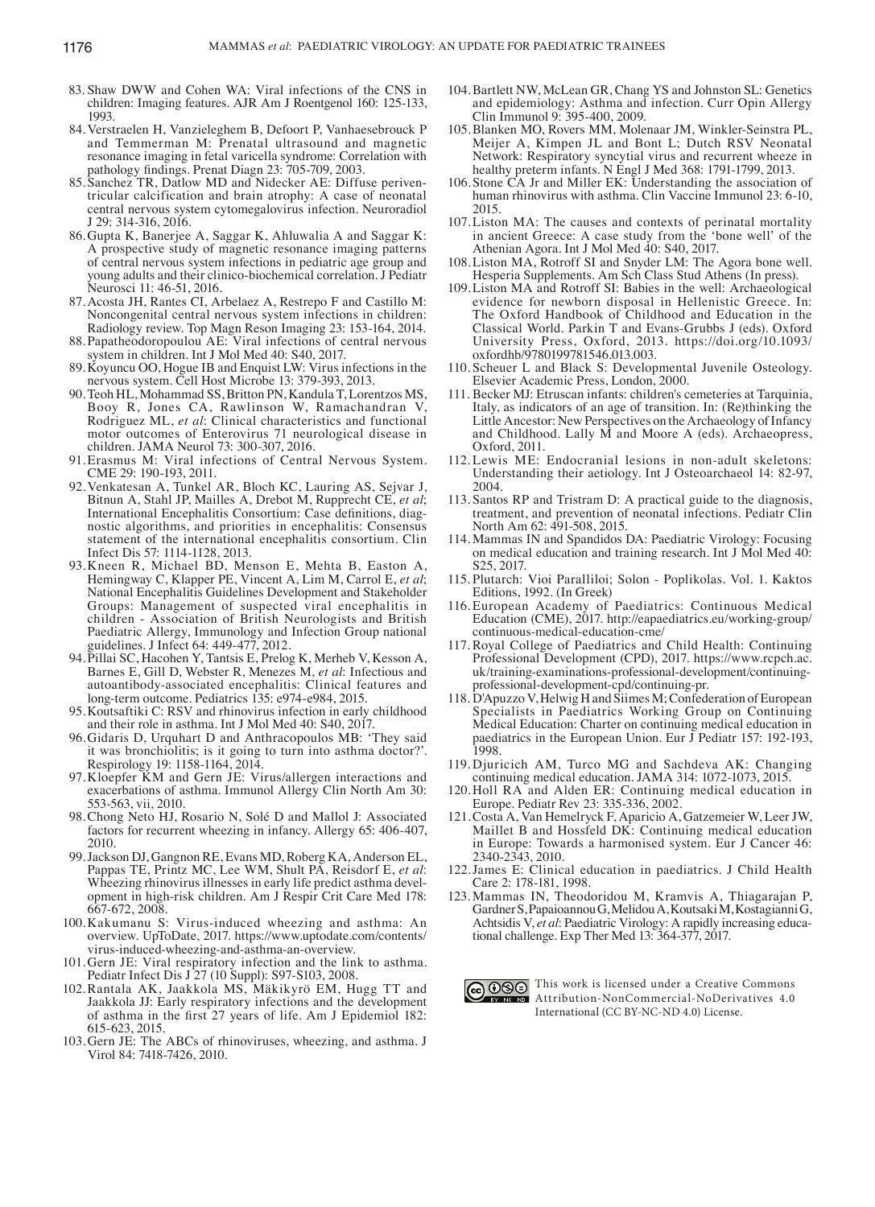83. Shaw DWW and Cohen WA: Viral infections of the CNS in children: Imaging features. AJR Am J Roentgenol 160: 125-133, 1993.
84. Verstraelen H, Vanzieleghem B, Defoort P, Vanhaesebrouck P and Temmerman M: Prenatal ultrasound and magnetic resonance imaging in fetal varicella syndrome: Correlation with pathology findings. Prenat Diagn 23: 705-709, 2003.
85. Sanchez TR, Datlow MD and Nidecker AE: Diffuse periventricular calcification and brain atrophy: A case of neonatal central nervous system cytomegalovirus infection. Neuroradiol J 29: 314-316, 2016.
86. Gupta K, Banerjee A, Saggar K, Ahluwalia A and Saggar K: A prospective study of magnetic resonance imaging patterns of central nervous system infections in pediatric age group and young adults and their clinico-biochemical correlation. J Pediatr Neurosci 11: 46-51, 2016.
87. Acosta JH, Rantes CI, Arbelaez A, Restrepo F and Castillo M: Noncongenital central nervous system infections in children: Radiology review. Top Magn Reson Imaging 23: 153-164, 2014.
88. Papatheodoropoulou AE: Viral infections of central nervous system in children. Int J Mol Med 40: S40, 2017.
89. Koyuncu OO, Hogue IB and Enquist LW: Virus infections in the nervous system. Cell Host Microbe 13: 379-393, 2013.
90. Teoh HL, Mohammad SS, Britton PN, Kandula T, Lorentzos MS, Booy R, Jones CA, Rawlinson W, Ramachandran V, Rodriguez ML, *et al*: Clinical characteristics and functional motor outcomes of Enterovirus 71 neurological disease in children. JAMA Neurol 73: 300-307, 2016.
91. Erasmus M: Viral infections of Central Nervous System. CME 29: 190-193, 2011.
92. Venkatesan A, Tunkel AR, Bloch KC, Lauring AS, Sejvar J, Bitnun A, Stahl JP, Mailles A, Drebot M, Rupprecht CE, *et al*; International Encephalitis Consortium: Case definitions, diagnostic algorithms, and priorities in encephalitis: Consensus statement of the international encephalitis consortium. Clin Infect Dis 57: 1114-1128, 2013.
93. Kneen R, Michael BD, Menson E, Mehta B, Easton A, Hemingway C, Klapper PE, Vincent A, Lim M, Carrol E, *et al*; National Encephalitis Guidelines Development and Stakeholder Groups: Management of suspected viral encephalitis in children - Association of British Neurologists and British Paediatric Allergy, Immunology and Infection Group national guidelines. J Infect 64: 449-477, 2012.
94. Pillai SC, Hacohen Y, Tantsis E, Prelog K, Merheb V, Kesson A, Barnes E, Gill D, Webster R, Menezes M, *et al*: Infectious and autoantibody-associated encephalitis: Clinical features and long-term outcome. Pediatrics 135: e974-e984, 2015.
95. Koutsaftiki C: RSV and rhinovirus infection in early childhood and their role in asthma. Int J Mol Med 40: S40, 2017.
96. Gidaris D, Urquhart D and Anthracopoulos MB: 'They said it was bronchiolitis; is it going to turn into asthma doctor?'. Respirology 19: 1158-1164, 2014.
97. Kloepfer KM and Gern JE: Virus/allergen interactions and exacerbations of asthma. Immunol Allergy Clin North Am 30: 553-563, vii, 2010.
98. Chong Neto HJ, Rosario N, Solé D and Mallol J: Associated factors for recurrent wheezing in infancy. Allergy 65: 406-407, 2010.
99. Jackson DJ, Gangnon RE, Evans MD, Roberg KA, Anderson EL, Pappas TE, Printz MC, Lee WM, Shult PA, Reisdorf E, *et al*: Wheezing rhinovirus illnesses in early life predict asthma development in high-risk children. Am J Respir Crit Care Med 178: 667-672, 2008.
100. Kakumanu S: Virus-induced wheezing and asthma: An overview. UpToDate, 2017. https://www.uptodate.com/contents/virus-induced-wheezing-and-asthma-an-overview.
101. Gern JE: Viral respiratory infection and the link to asthma. Pediatr Infect Dis J 27 (10 Suppl): S97-S103, 2008.
102. Rantala AK, Jaakkola MS, Mäkikyrö EM, Hugg TT and Jaakkola JJ: Early respiratory infections and the development of asthma in the first 27 years of life. Am J Epidemiol 182: 615-623, 2015.
103. Gern JE: The ABCs of rhinoviruses, wheezing, and asthma. J Virol 84: 7418-7426, 2010.
104. Bartlett NW, McLean GR, Chang YS and Johnston SL: Genetics and epidemiology: Asthma and infection. Curr Opin Allergy Clin Immunol 9: 395-400, 2009.
105. Blanken MO, Rovers MM, Molenaar JM, Winkler-Seinstra PL, Meijer A, Kimpen JL and Bont L; Dutch RSV Neonatal Network: Respiratory syncytial virus and recurrent wheeze in healthy preterm infants. N Engl J Med 368: 1791-1799, 2013.
106. Stone CA Jr and Miller EK: Understanding the association of human rhinovirus with asthma. Clin Vaccine Immunol 23: 6-10, 2015.
107. Liston MA: The causes and contexts of perinatal mortality in ancient Greece: A case study from the 'bone well' of the Athenian Agora. Int J Mol Med 40: S40, 2017.
108. Liston MA, Rotroff SI and Snyder LM: The Agora bone well. Hesperia Supplements. Am Sch Class Stud Athens (In press).
109. Liston MA and Rotroff SI: Babies in the well: Archaeological evidence for newborn disposal in Hellenistic Greece. In: The Oxford Handbook of Childhood and Education in the Classical World. Parkin T and Evans-Grubbs J (eds). Oxford University Press, Oxford, 2013. https://doi.org/10.1093/oxfordhb/9780199781546.013.003.
110. Scheuer L and Black S: Developmental Juvenile Osteology. Elsevier Academic Press, London, 2000.
111. Becker MJ: Etruscan infants: children's cemeteries at Tarquinia, Italy, as indicators of an age of transition. In: (Re)thinking the Little Ancestor: New Perspectives on the Archaeology of Infancy and Childhood. Lally M and Moore A (eds). Archaeopress, Oxford, 2011.
112. Lewis ME: Endocranial lesions in non-adult skeletons: Understanding their aetiology. Int J Osteoarchaeol 14: 82-97, 2004.
113. Santos RP and Tristram D: A practical guide to the diagnosis, treatment, and prevention of neonatal infections. Pediatr Clin North Am 62: 491-508, 2015.
114. Mammas IN and Spandidos DA: Paediatric Virology: Focusing on medical education and training research. Int J Mol Med 40: S25, 2017.
115. Plutarch: Vioi Parallíloi; Solon - Poplikolas. Vol. 1. Kaktos Editions, 1992. (In Greek)
116. European Academy of Paediatrics: Continuous Medical Education (CME), 2017. http://eapaediatrics.eu/working-group/continuous-medical-education-cme/
117. Royal College of Paediatrics and Child Health: Continuing Professional Development (CPD), 2017. https://www.rcpch.ac.uk/training-examinations-professional-development/continuing-professional-development-cpd/continuing-pr.
118. D'Apuzzo V, Helwig H and Siimes M; Confederation of European Specialists in Paediatrics Working Group on Continuing Medical Education: Charter on continuing medical education in paediatrics in the European Union. Eur J Pediatr 157: 192-193, 1998.
119. Djuricich AM, Turco MG and Sachdeva AK: Changing continuing medical education. JAMA 314: 1072-1073, 2015.
120. Holl RA and Alden ER: Continuing medical education in Europe. Pediatr Rev 23: 335-336, 2002.
121. Costa A, Van Hemelryck F, Aparicio A, Gatzemeier W, Leer JW, Maillet B and Hossfeld DK: Continuing medical education in Europe: Towards a harmonised system. Eur J Cancer 46: 2340-2343, 2010.
122. James E: Clinical education in paediatrics. J Child Health Care 2: 178-181, 1998.
123. Mammas IN, Theodoridou M, Kramvis A, Thiagarajan P, Gardner S, Papaioannou G, Melidou A, Koutsaki M, Kostagianni G, Achtsidis V, *et al*: Paediatric Virology: A rapidly increasing educational challenge. Exp Ther Med 13: 364-377, 2017.

This work is licensed under a Creative Commons Attribution-NonCommercial-NoDerivatives 4.0 International (CC BY-NC-ND 4.0) License.